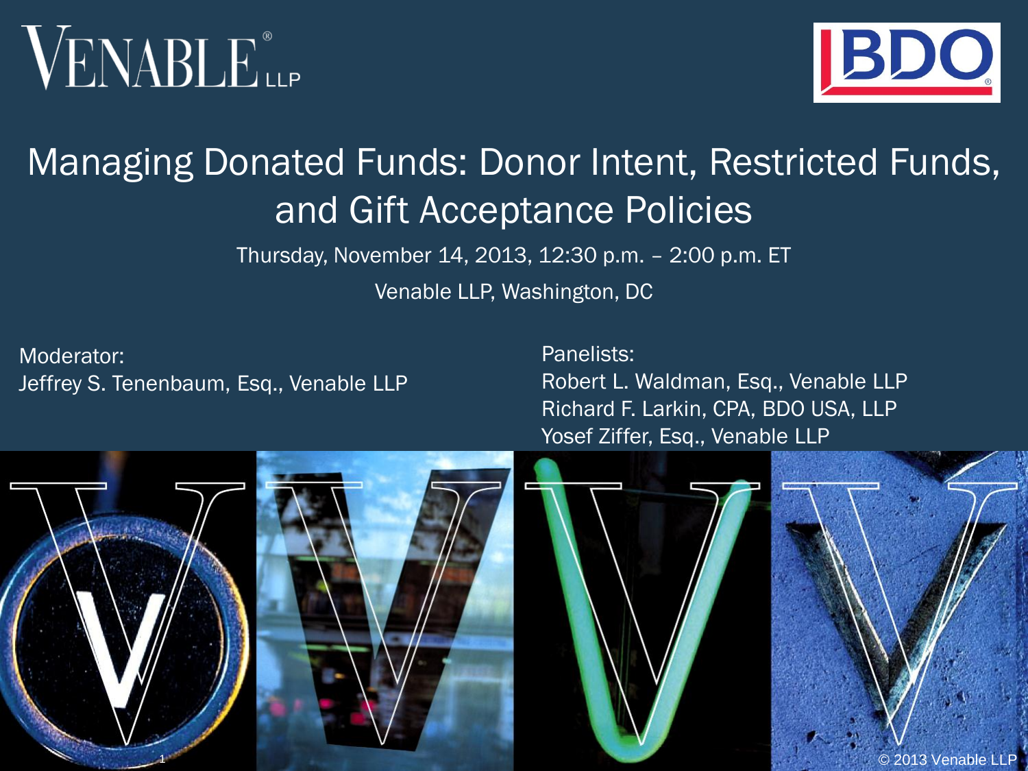# Managing Donated Funds: Donor Intent, Restricted Funds, and Gift Acceptance Policies

Thursday, November 14, 2013, 12:30 p.m. – 2:00 p.m. ET

Venable LLP, Washington, DC

Moderator:
Jeffrey S. Tenenbaum, Esq., Venable LLP

Panelists:
Robert L. Waldman, Esq., Venable LLP
Richard F. Larkin, CPA, BDO USA, LLP
Yosef Ziffer, Esq., Venable LLP

© 2013 Venable LLP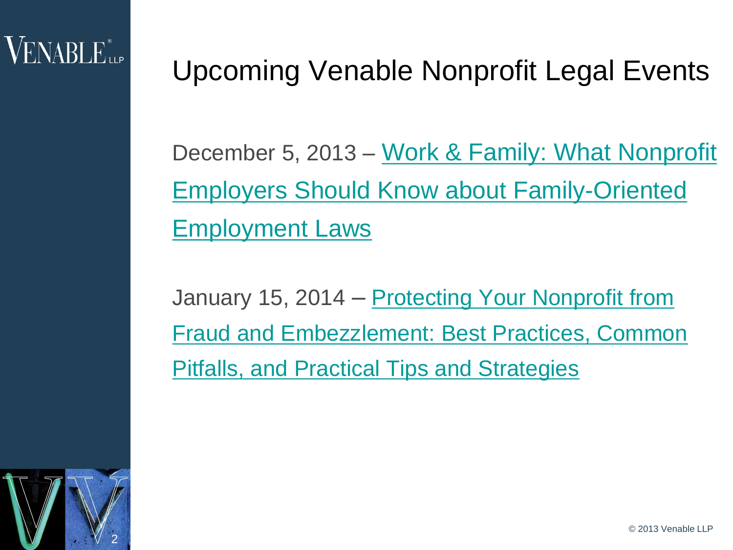# Upcoming Venable Nonprofit Legal Events

December 5, 2013 – Work & Family: What Nonprofit Employers Should Know about Family-Oriented Employment Laws

January 15, 2014 – Protecting Your Nonprofit from Fraud and Embezzlement: Best Practices, Common Pitfalls, and Practical Tips and Strategies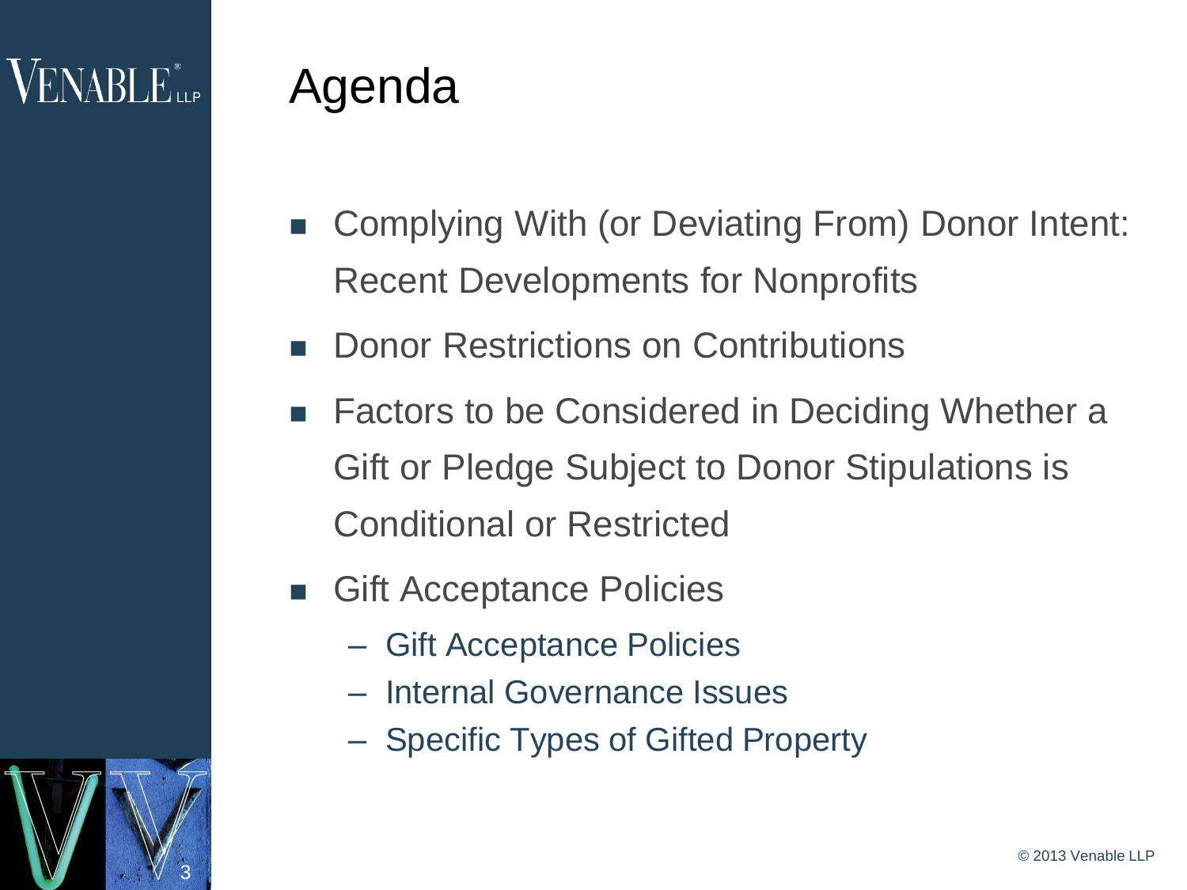# Agenda

- Complying With (or Deviating From) Donor Intent: Recent Developments for Nonprofits
- Donor Restrictions on Contributions
- Factors to be Considered in Deciding Whether a Gift or Pledge Subject to Donor Stipulations is Conditional or Restricted
- Gift Acceptance Policies
  - Gift Acceptance Policies
  - Internal Governance Issues
  - Specific Types of Gifted Property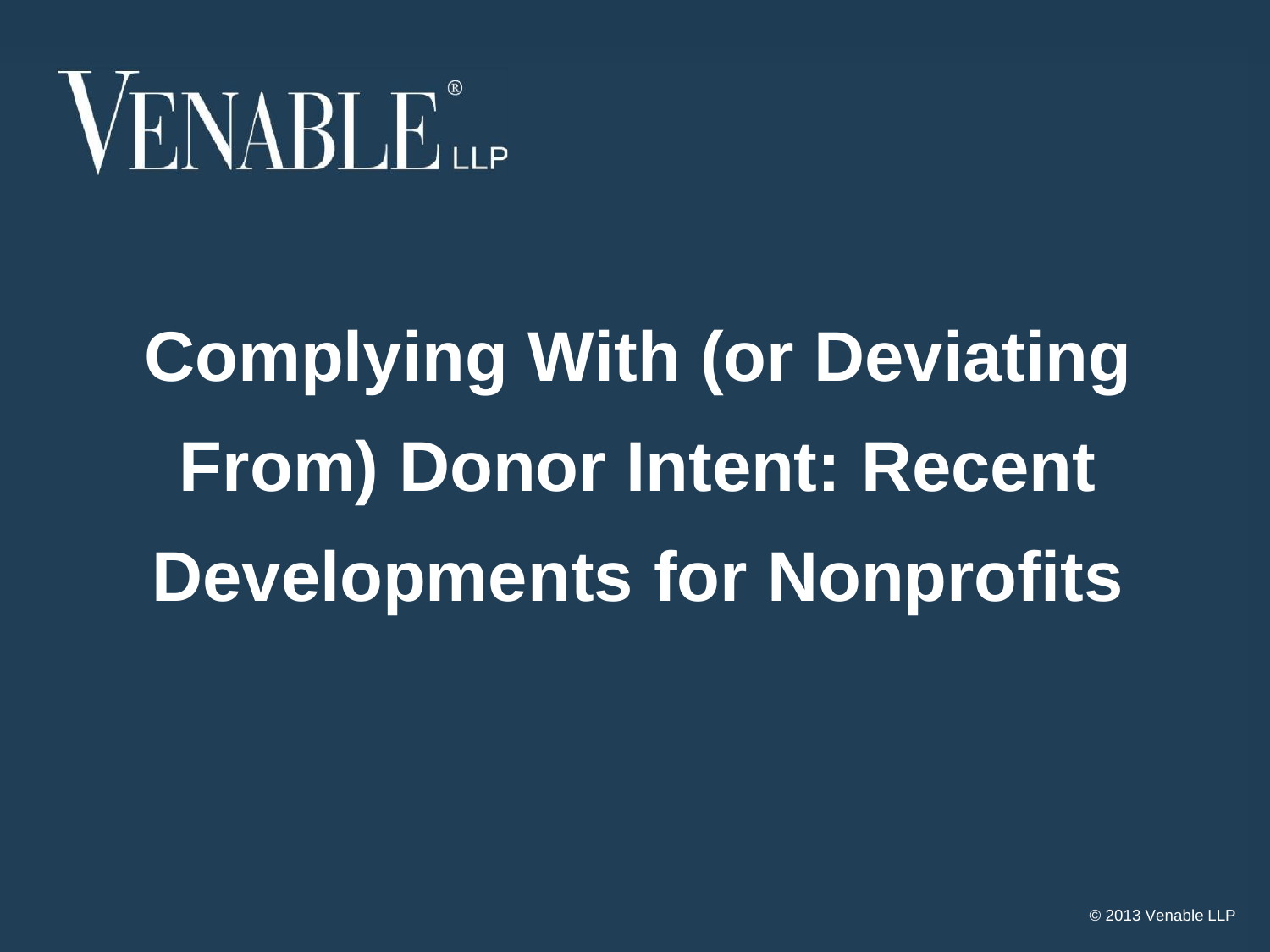VENABLE® LLP

# Complying With (or Deviating From) Donor Intent: Recent Developments for Nonprofits

© 2013 Venable LLP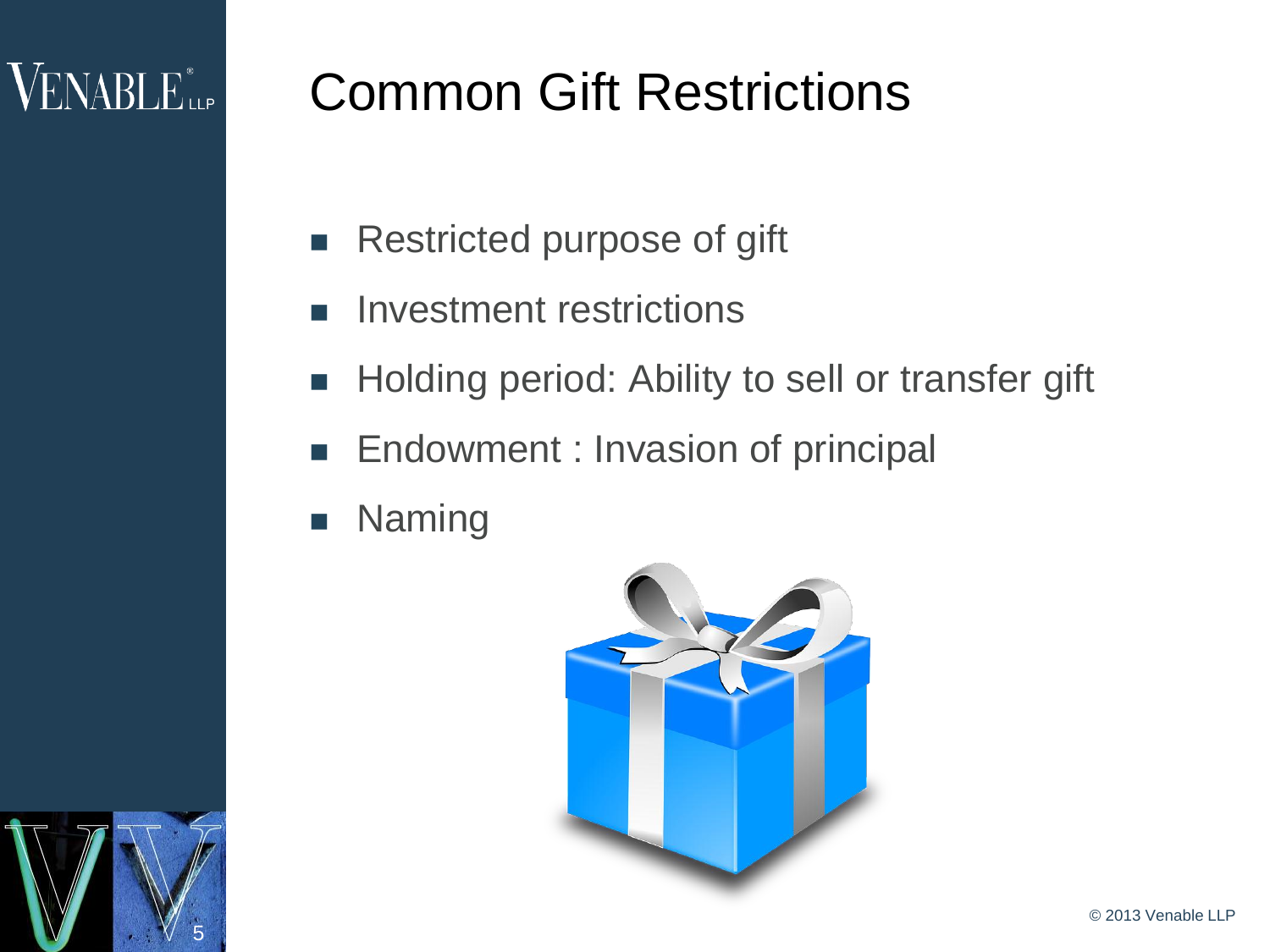# Common Gift Restrictions

- Restricted purpose of gift
- Investment restrictions
- Holding period: Ability to sell or transfer gift
- Endowment : Invasion of principal
- Naming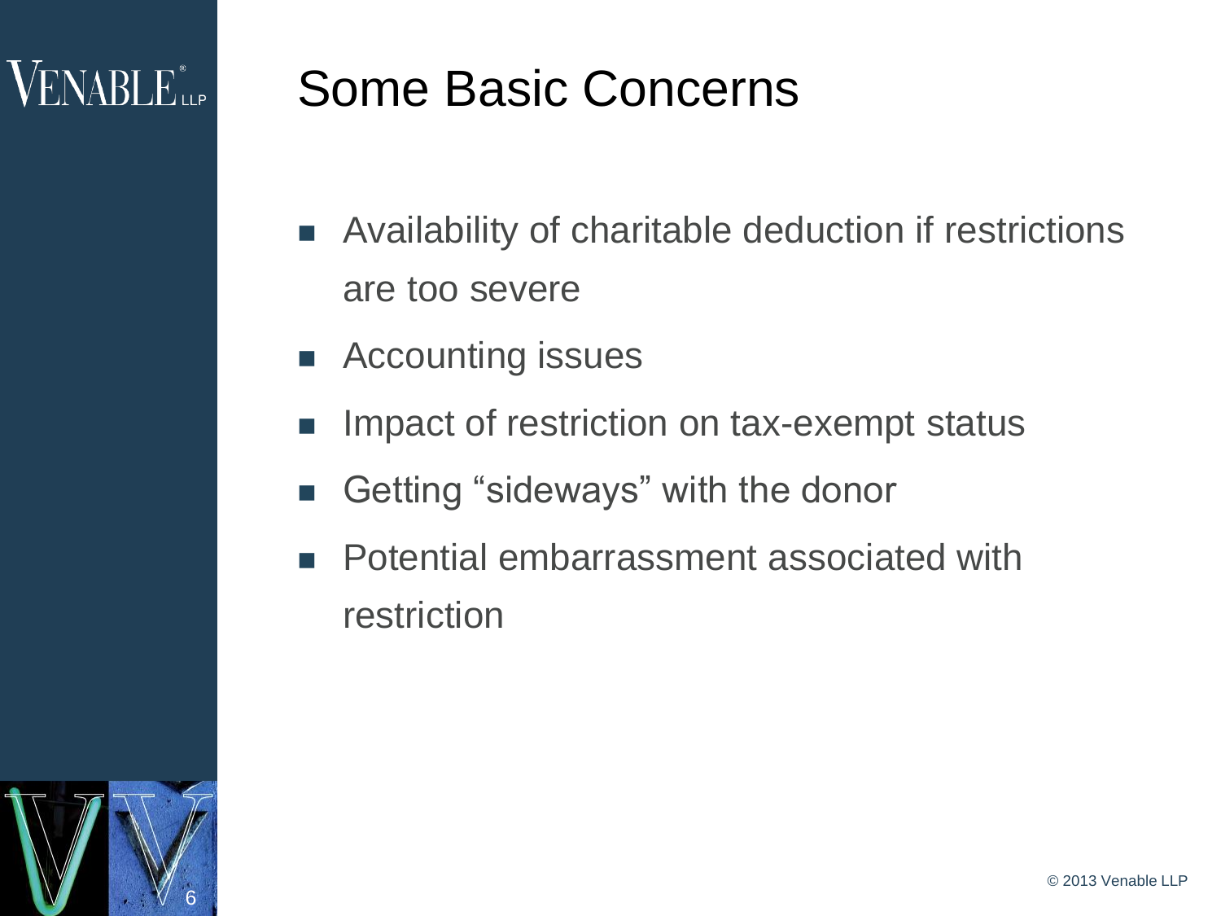# Some Basic Concerns

- Availability of charitable deduction if restrictions are too severe
- Accounting issues
- Impact of restriction on tax-exempt status
- Getting “sideways” with the donor
- Potential embarrassment associated with restriction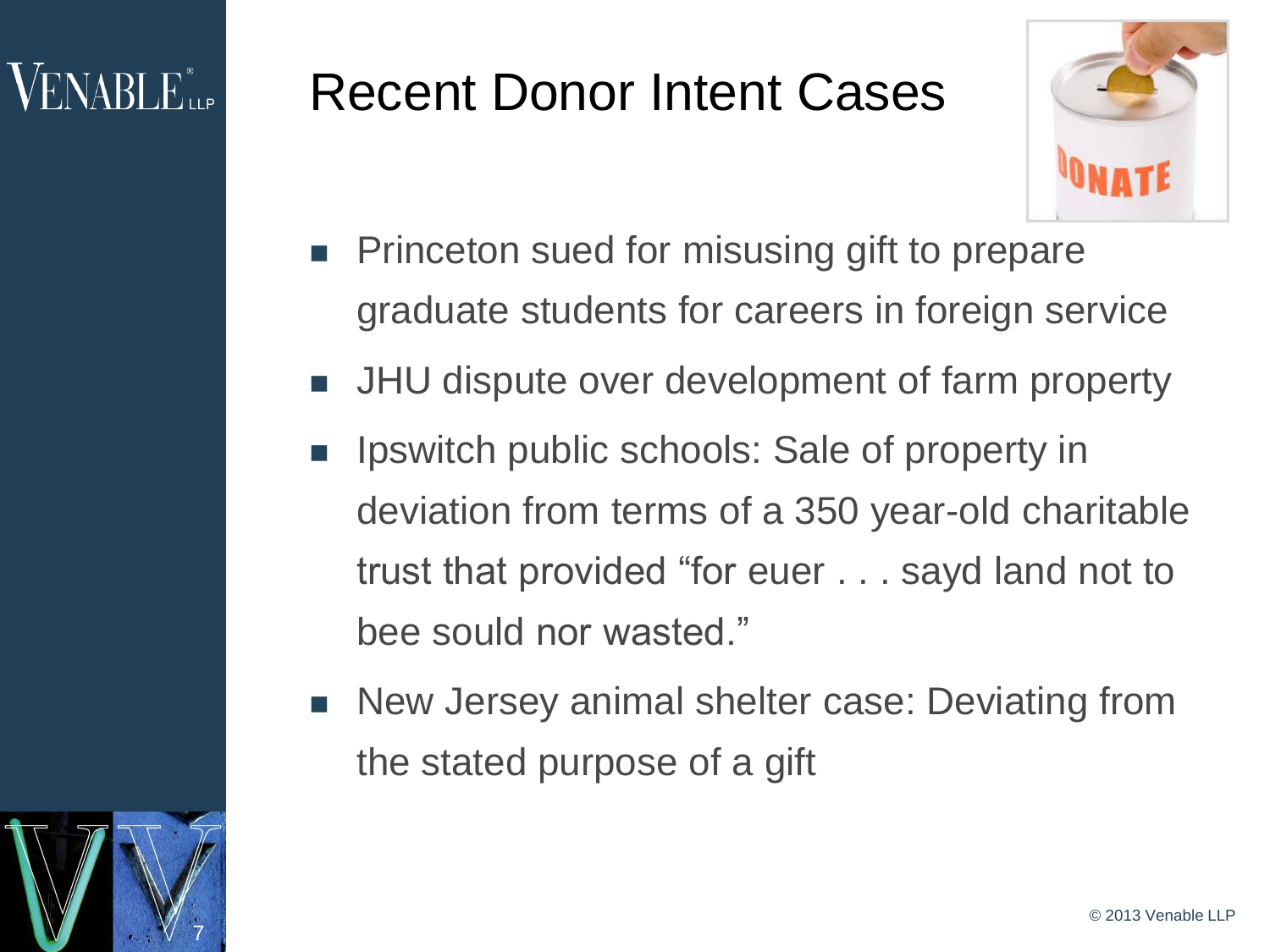# Recent Donor Intent Cases

- Princeton sued for misusing gift to prepare graduate students for careers in foreign service
- JHU dispute over development of farm property
- Ipswitch public schools: Sale of property in deviation from terms of a 350 year-old charitable trust that provided "for euer . . . sayd land not to bee sould nor wasted."
- New Jersey animal shelter case: Deviating from the stated purpose of a gift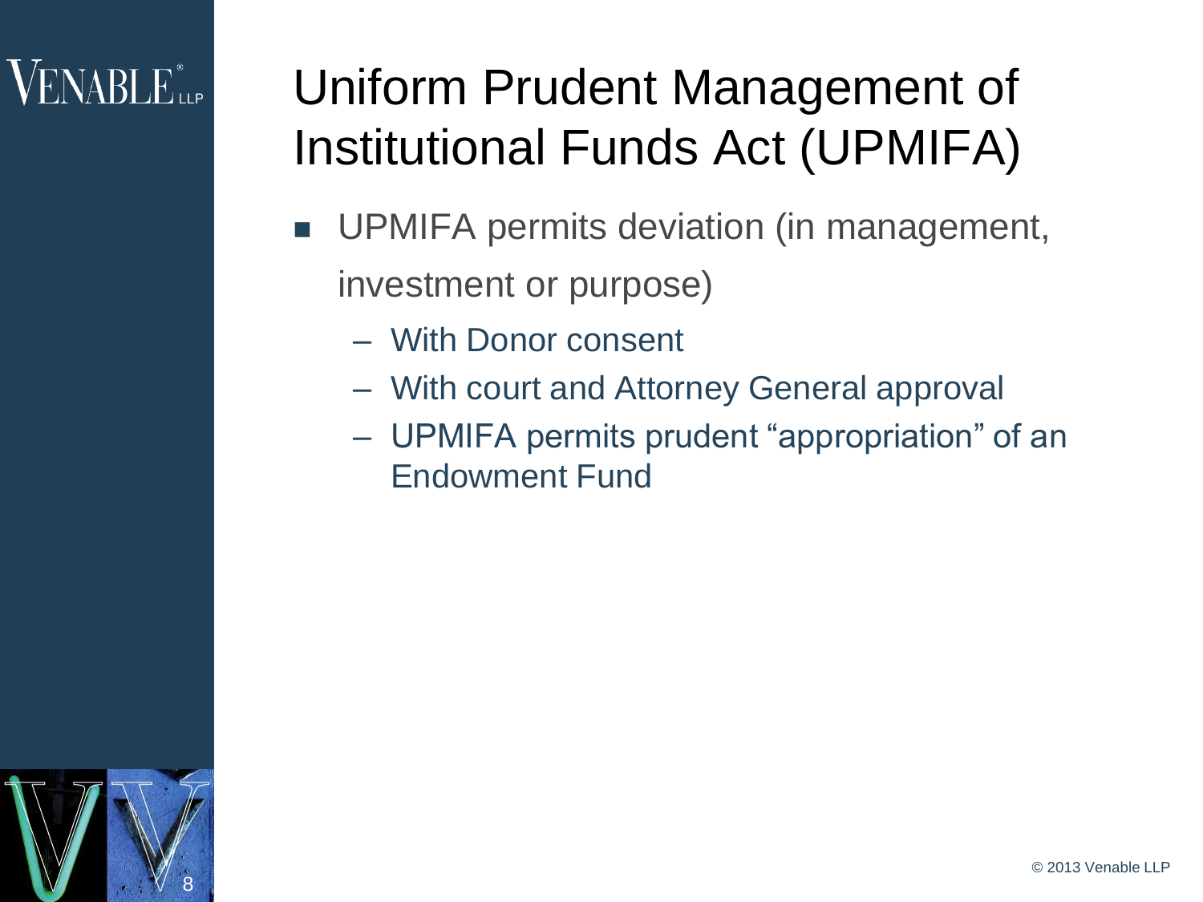# Uniform Prudent Management of Institutional Funds Act (UPMIFA)

- UPMIFA permits deviation (in management, investment or purpose)
  - With Donor consent
  - With court and Attorney General approval
  - UPMIFA permits prudent "appropriation" of an Endowment Fund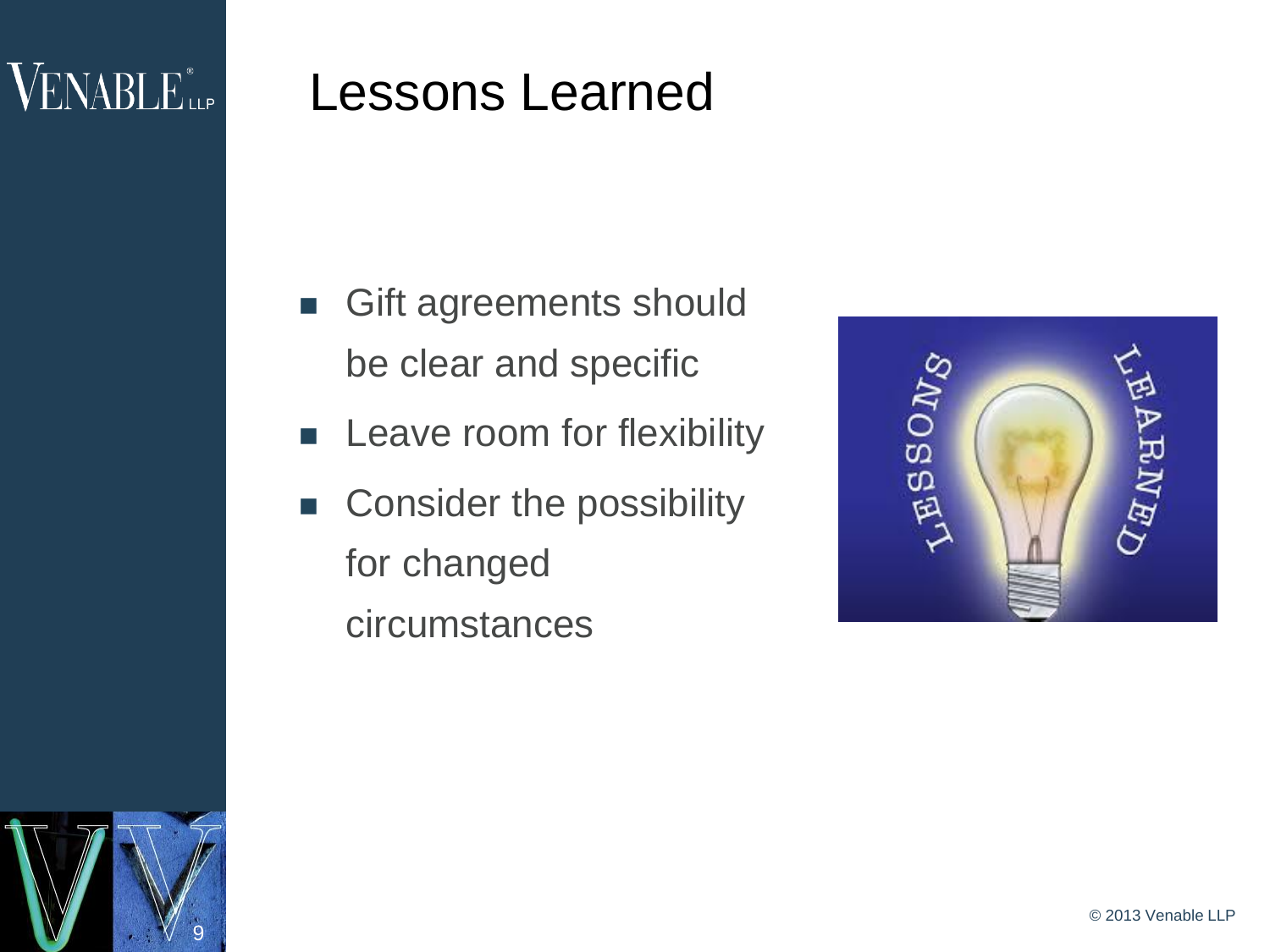# Lessons Learned

- Gift agreements should be clear and specific
- Leave room for flexibility
- Consider the possibility for changed circumstances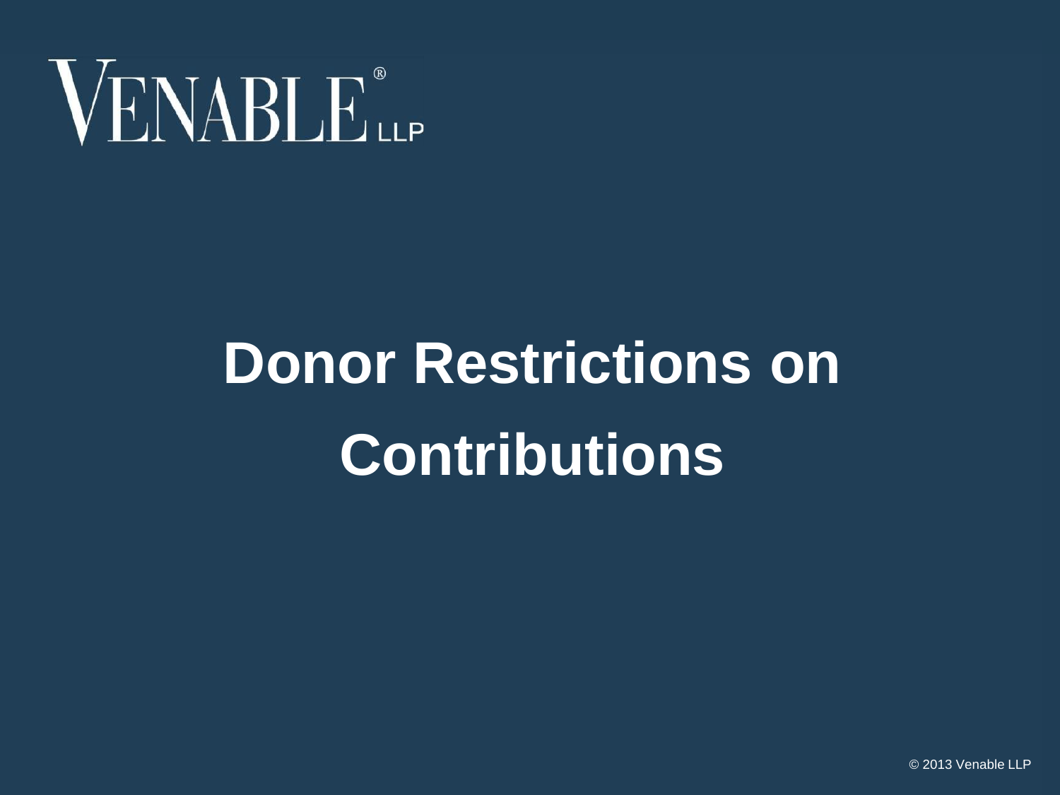# Donor Restrictions on Contributions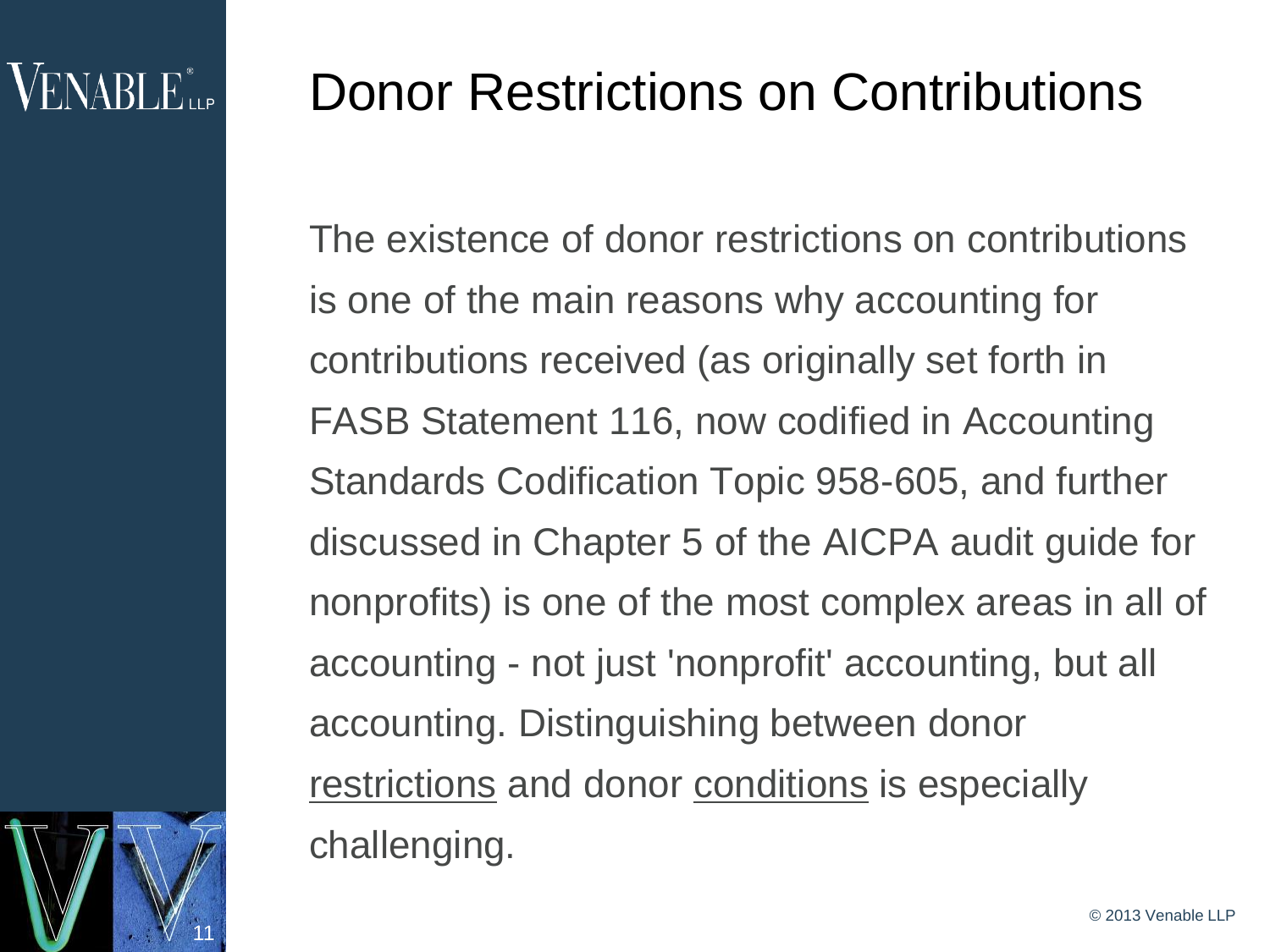# Donor Restrictions on Contributions

The existence of donor restrictions on contributions is one of the main reasons why accounting for contributions received (as originally set forth in FASB Statement 116, now codified in Accounting Standards Codification Topic 958-605, and further discussed in Chapter 5 of the AICPA audit guide for nonprofits) is one of the most complex areas in all of accounting - not just 'nonprofit' accounting, but all accounting. Distinguishing between donor <u>restrictions</u> and donor <u>conditions</u> is especially challenging.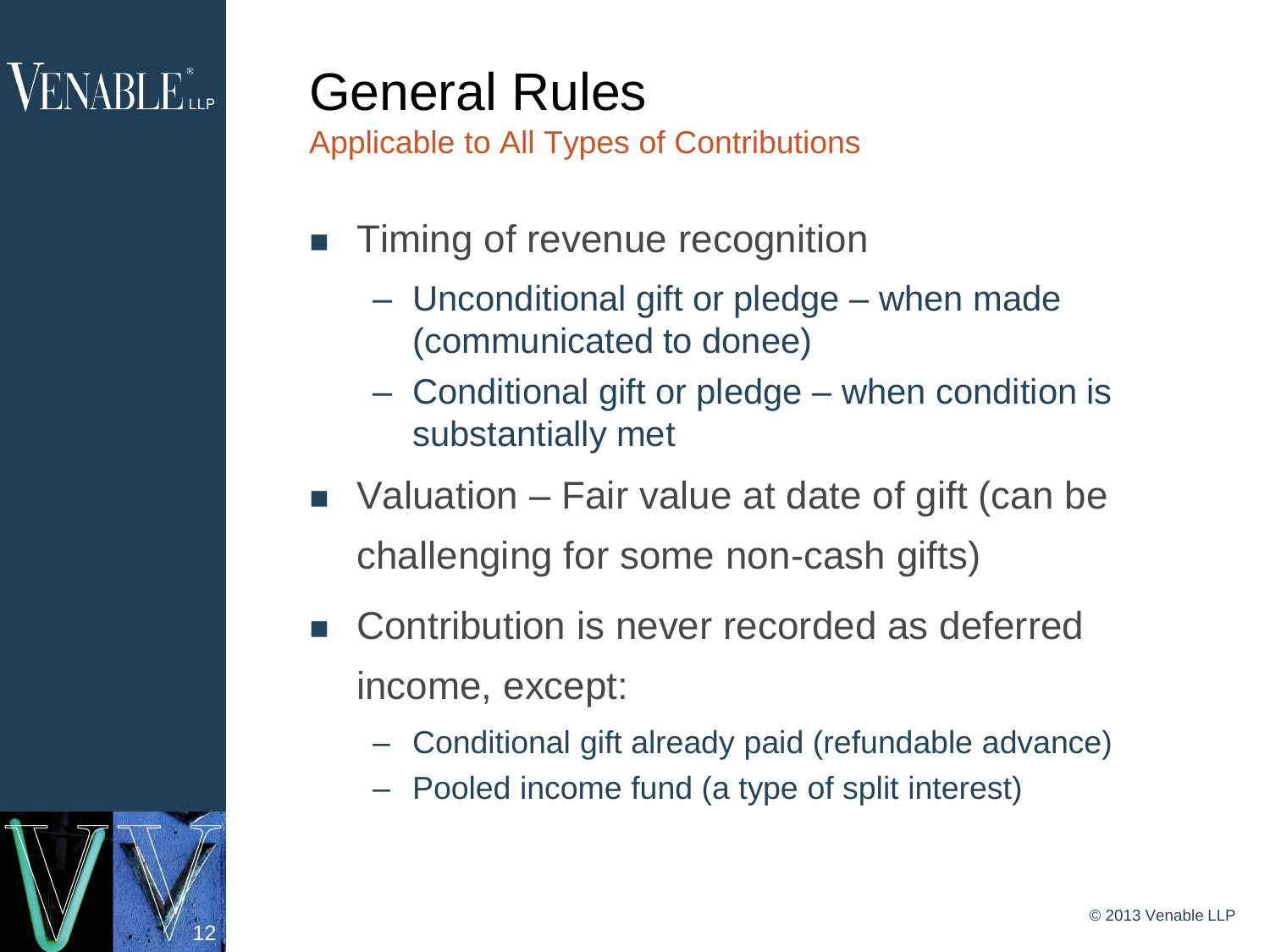# General Rules

## Applicable to All Types of Contributions

- Timing of revenue recognition
  - Unconditional gift or pledge – when made (communicated to donee)
  - Conditional gift or pledge – when condition is substantially met
- Valuation – Fair value at date of gift (can be challenging for some non-cash gifts)
- Contribution is never recorded as deferred income, except:
  - Conditional gift already paid (refundable advance)
  - Pooled income fund (a type of split interest)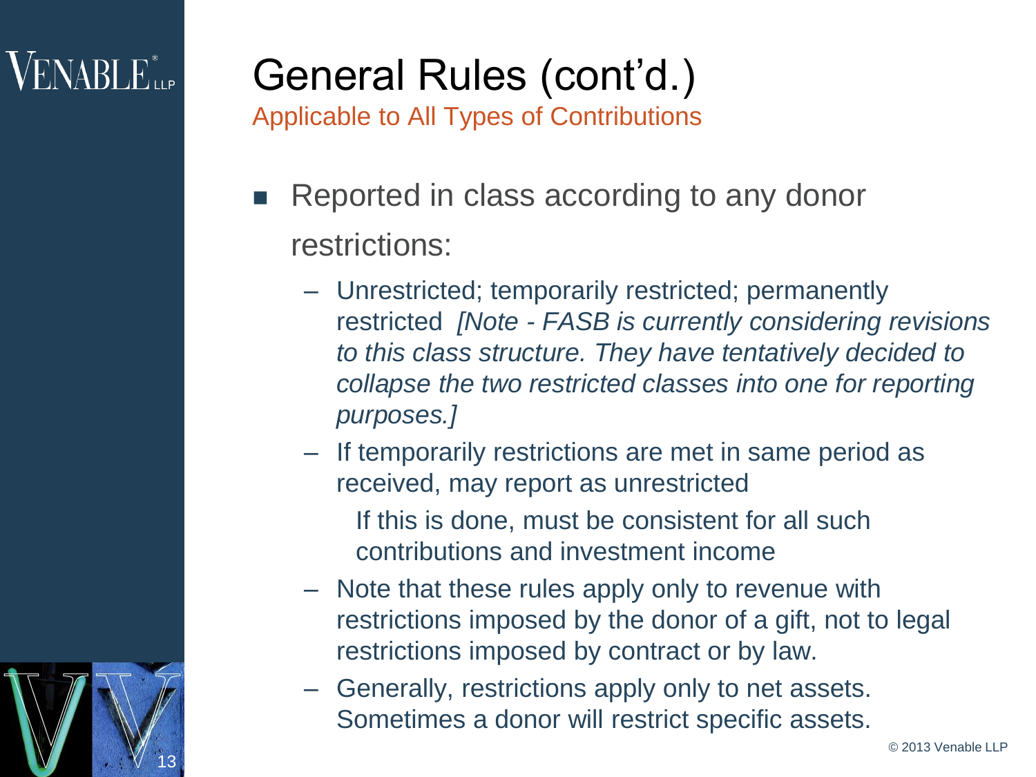# General Rules (cont'd.)

## Applicable to All Types of Contributions

- Reported in class according to any donor restrictions:
  - Unrestricted; temporarily restricted; permanently restricted *[Note - FASB is currently considering revisions to this class structure. They have tentatively decided to collapse the two restricted classes into one for reporting purposes.]*
  - If temporarily restrictions are met in same period as received, may report as unrestricted
    
    If this is done, must be consistent for all such contributions and investment income
  - Note that these rules apply only to revenue with restrictions imposed by the donor of a gift, not to legal restrictions imposed by contract or by law.
  - Generally, restrictions apply only to net assets. Sometimes a donor will restrict specific assets.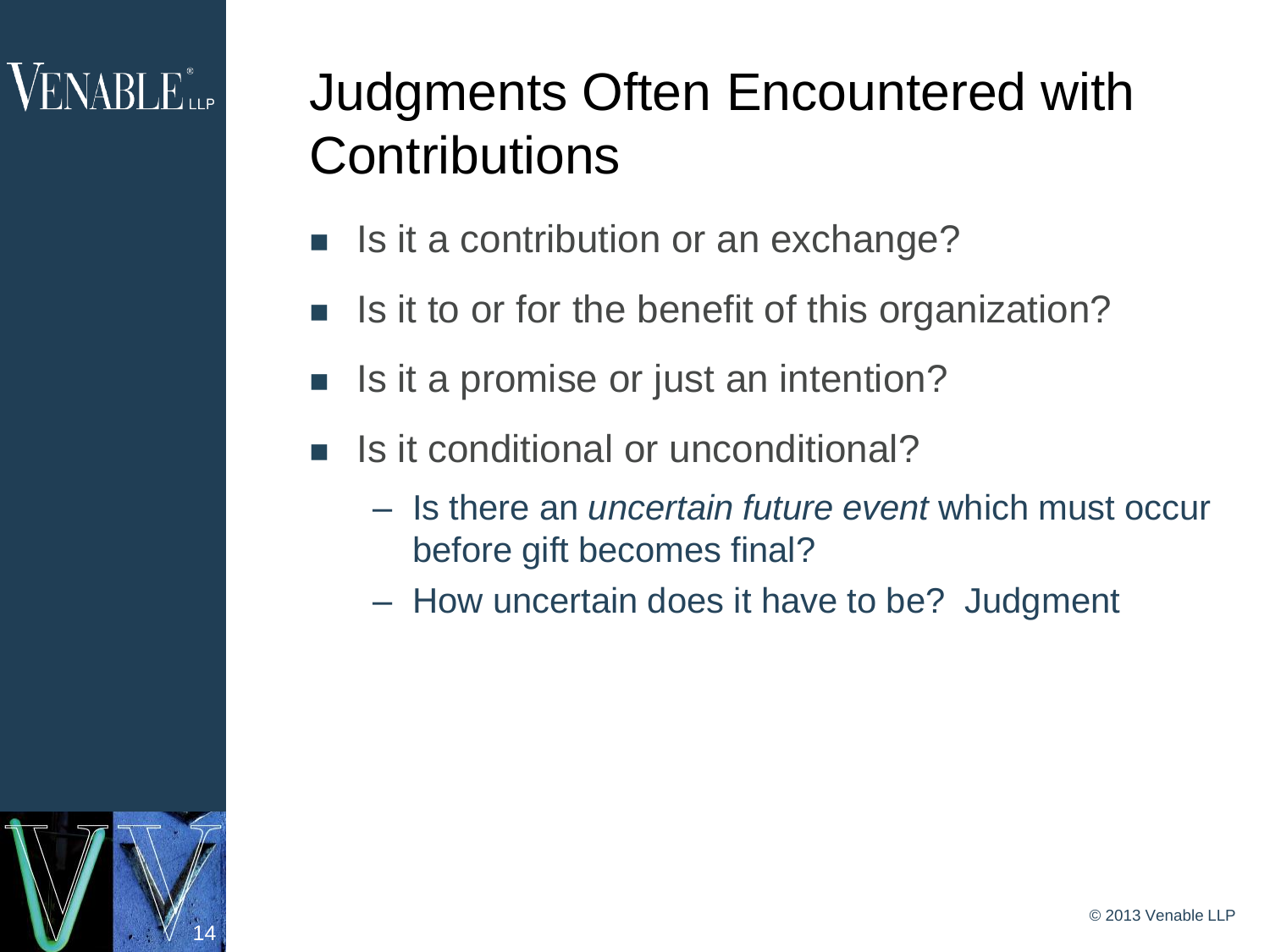# Judgments Often Encountered with Contributions

- Is it a contribution or an exchange?
- Is it to or for the benefit of this organization?
- Is it a promise or just an intention?
- Is it conditional or unconditional?
  - Is there an *uncertain future event* which must occur before gift becomes final?
  - How uncertain does it have to be? Judgment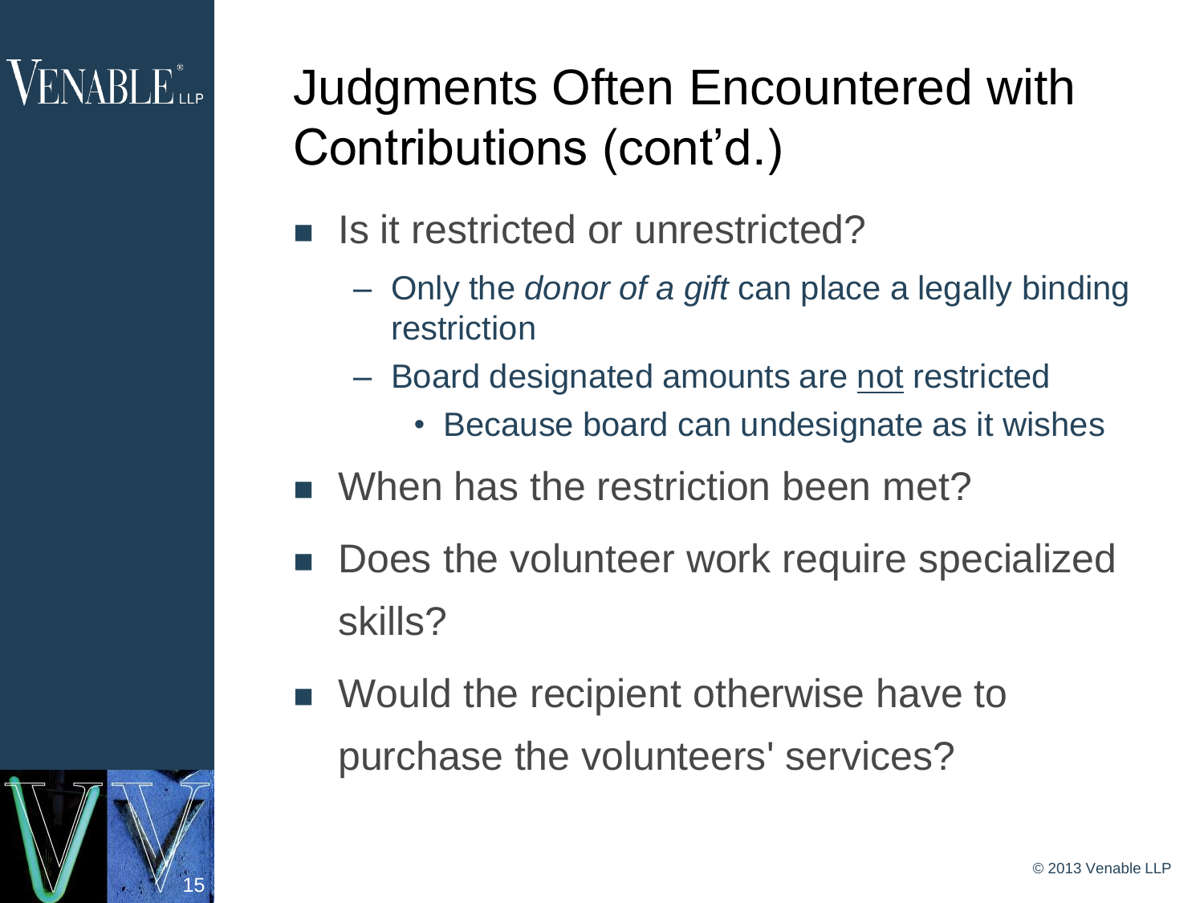# Judgments Often Encountered with Contributions (cont'd.)

- Is it restricted or unrestricted?
  - Only the *donor of a gift* can place a legally binding restriction
  - Board designated amounts are <u>not</u> restricted
    - Because board can undesignate as it wishes
- When has the restriction been met?
- Does the volunteer work require specialized skills?
- Would the recipient otherwise have to purchase the volunteers' services?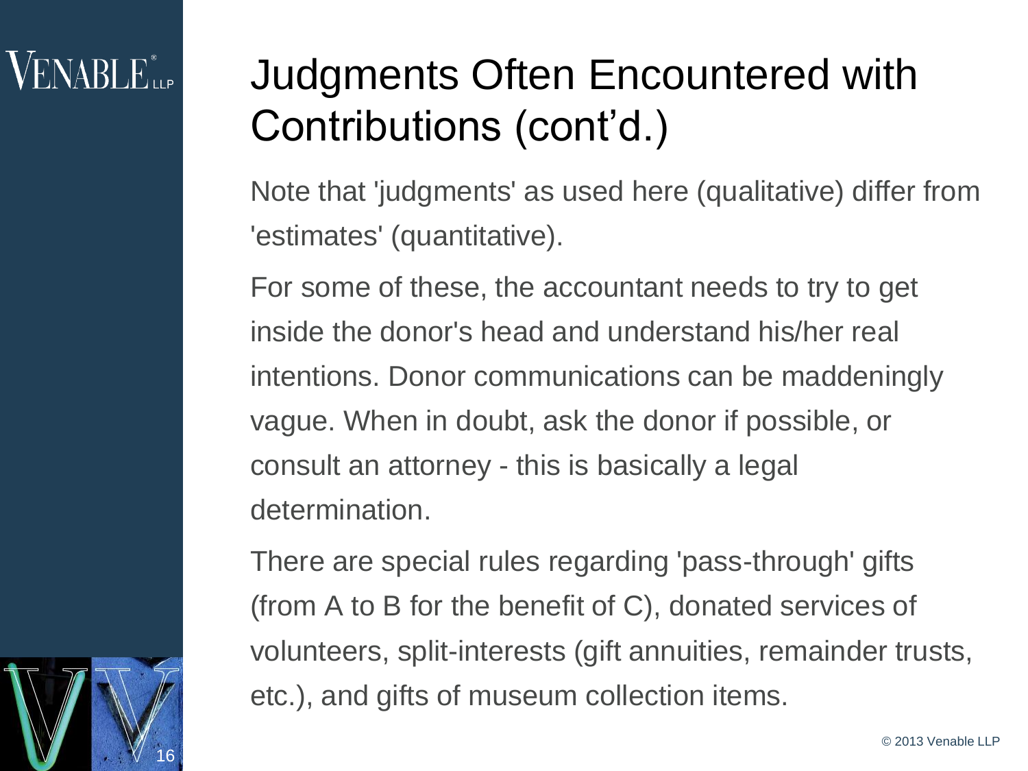# Judgments Often Encountered with Contributions (cont'd.)

Note that 'judgments' as used here (qualitative) differ from 'estimates' (quantitative).

For some of these, the accountant needs to try to get inside the donor's head and understand his/her real intentions. Donor communications can be maddeningly vague. When in doubt, ask the donor if possible, or consult an attorney - this is basically a legal determination.

There are special rules regarding 'pass-through' gifts (from A to B for the benefit of C), donated services of volunteers, split-interests (gift annuities, remainder trusts, etc.), and gifts of museum collection items.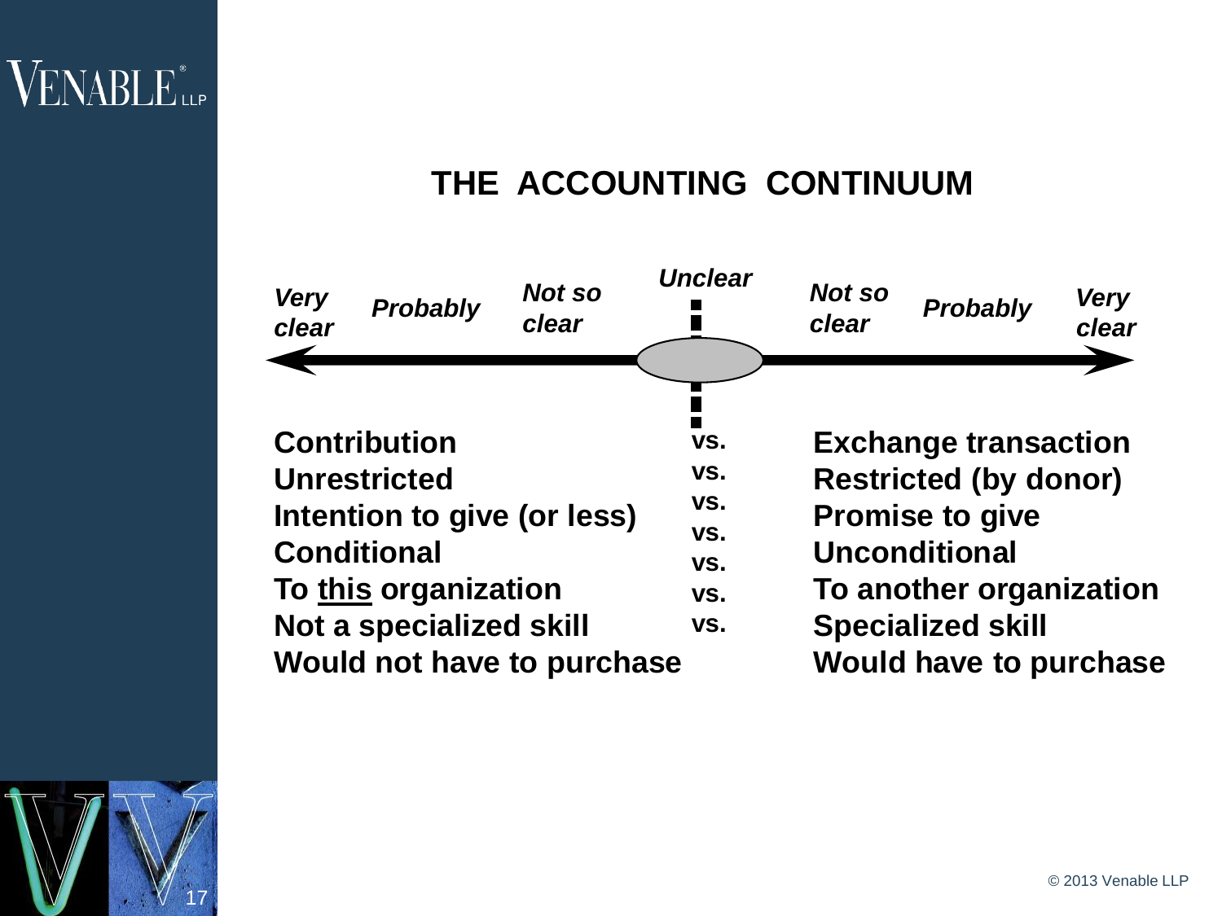# THE ACCOUNTING CONTINUUM

*Very clear* — *Probably* — *Not so clear* — *Unclear* — *Not so clear* — *Probably* — *Very clear*

| | | |
|---|---|---|
| **Contribution** | vs. | **Exchange transaction** |
| **Unrestricted** | vs. | **Restricted (by donor)** |
| **Intention to give (or less)** | vs. | **Promise to give** |
| **Conditional** | vs. | **Unconditional** |
| **To <u>this</u> organization** | vs. | **To another organization** |
| **Not a specialized skill** | vs. | **Specialized skill** |
| **Would not have to purchase** | | **Would have to purchase** |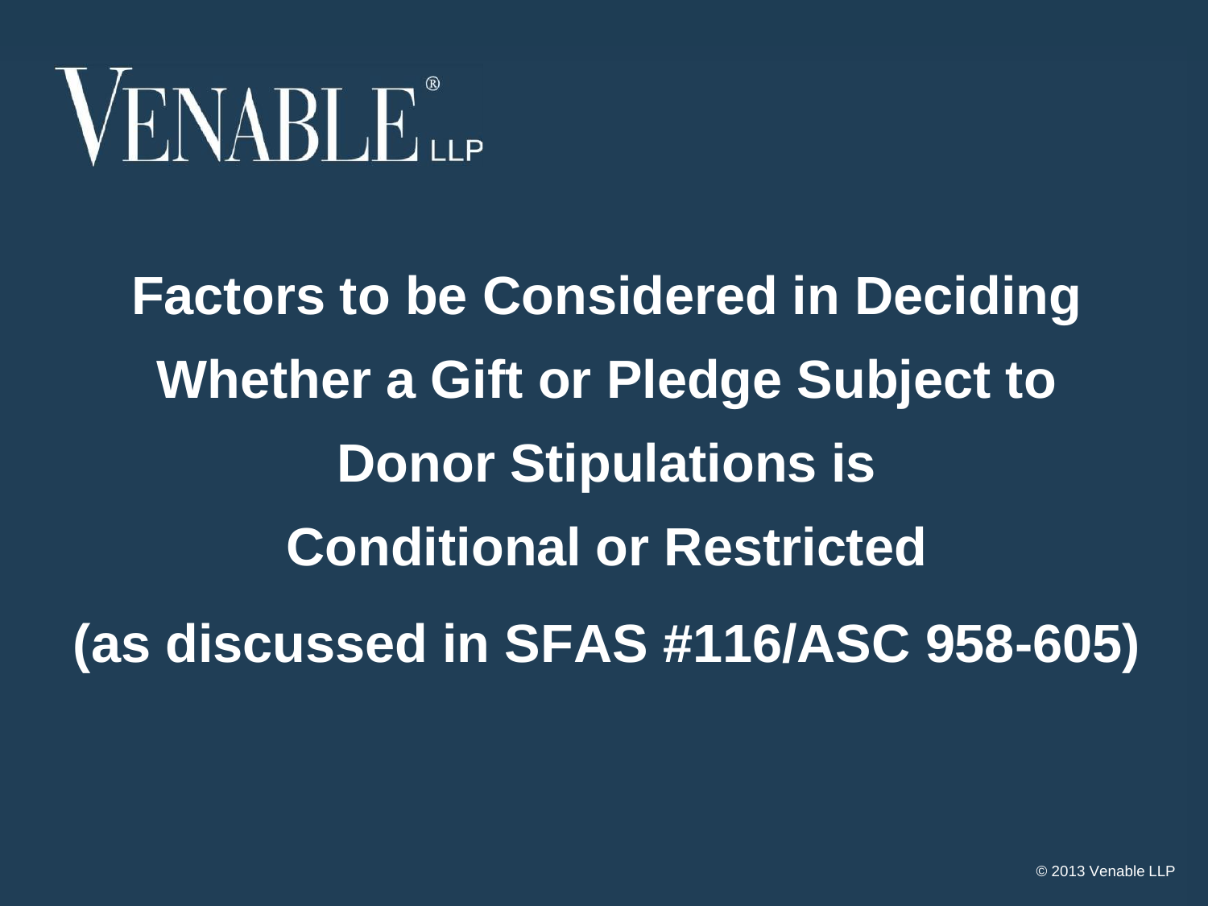# Factors to be Considered in Deciding Whether a Gift or Pledge Subject to Donor Stipulations is Conditional or Restricted

# (as discussed in SFAS #116/ASC 958-605)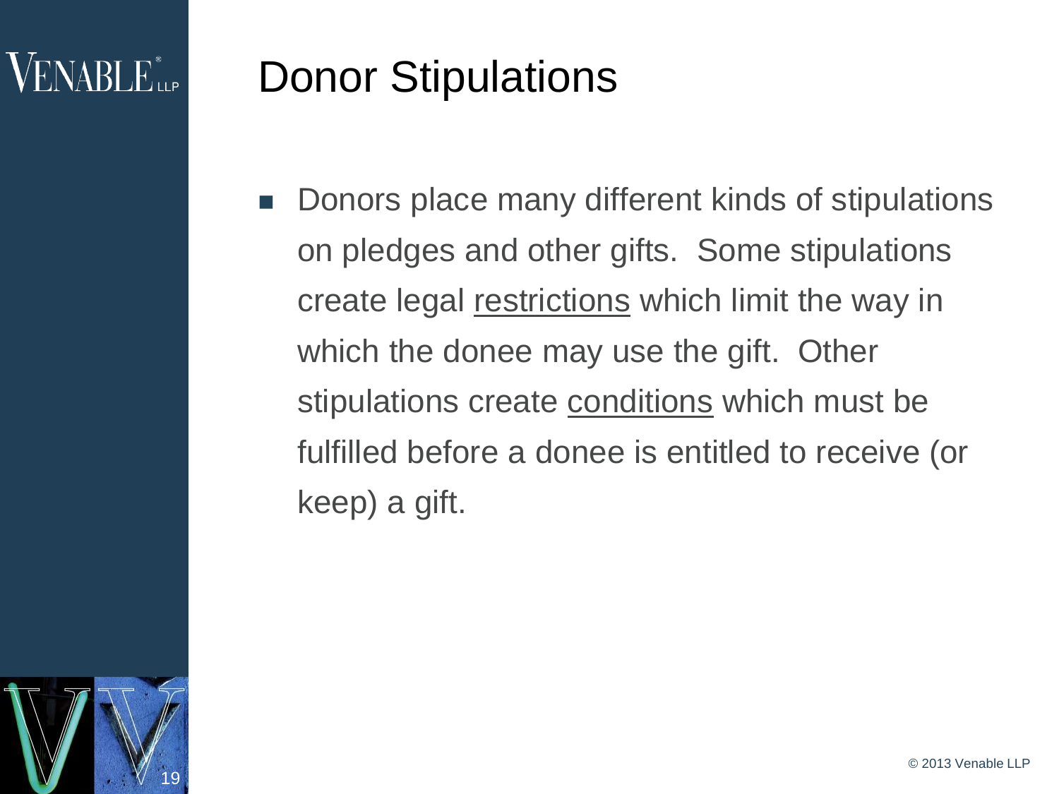# Donor Stipulations

- Donors place many different kinds of stipulations on pledges and other gifts. Some stipulations create legal <u>restrictions</u> which limit the way in which the donee may use the gift. Other stipulations create <u>conditions</u> which must be fulfilled before a donee is entitled to receive (or keep) a gift.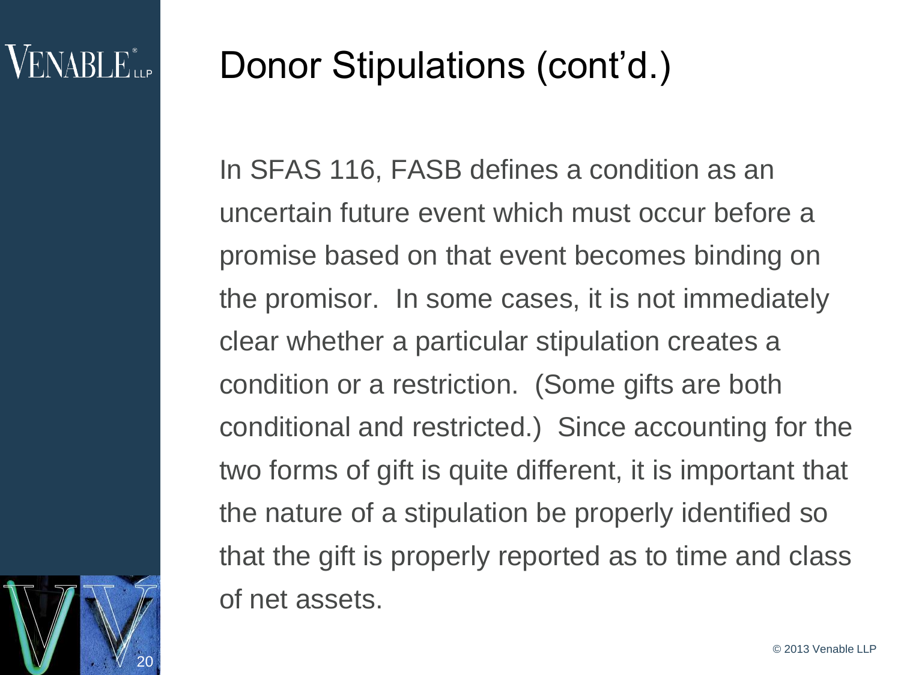# Donor Stipulations (cont'd.)

In SFAS 116, FASB defines a condition as an uncertain future event which must occur before a promise based on that event becomes binding on the promisor. In some cases, it is not immediately clear whether a particular stipulation creates a condition or a restriction. (Some gifts are both conditional and restricted.) Since accounting for the two forms of gift is quite different, it is important that the nature of a stipulation be properly identified so that the gift is properly reported as to time and class of net assets.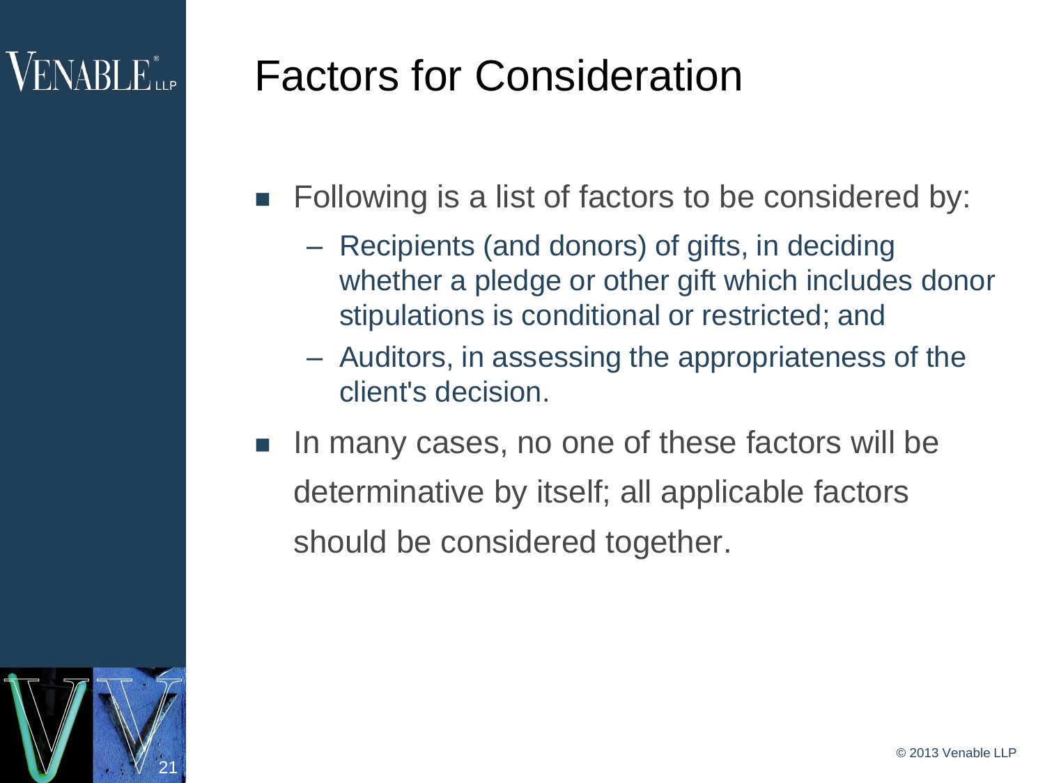# Factors for Consideration

- Following is a list of factors to be considered by:
  - Recipients (and donors) of gifts, in deciding whether a pledge or other gift which includes donor stipulations is conditional or restricted; and
  - Auditors, in assessing the appropriateness of the client's decision.
- In many cases, no one of these factors will be determinative by itself; all applicable factors should be considered together.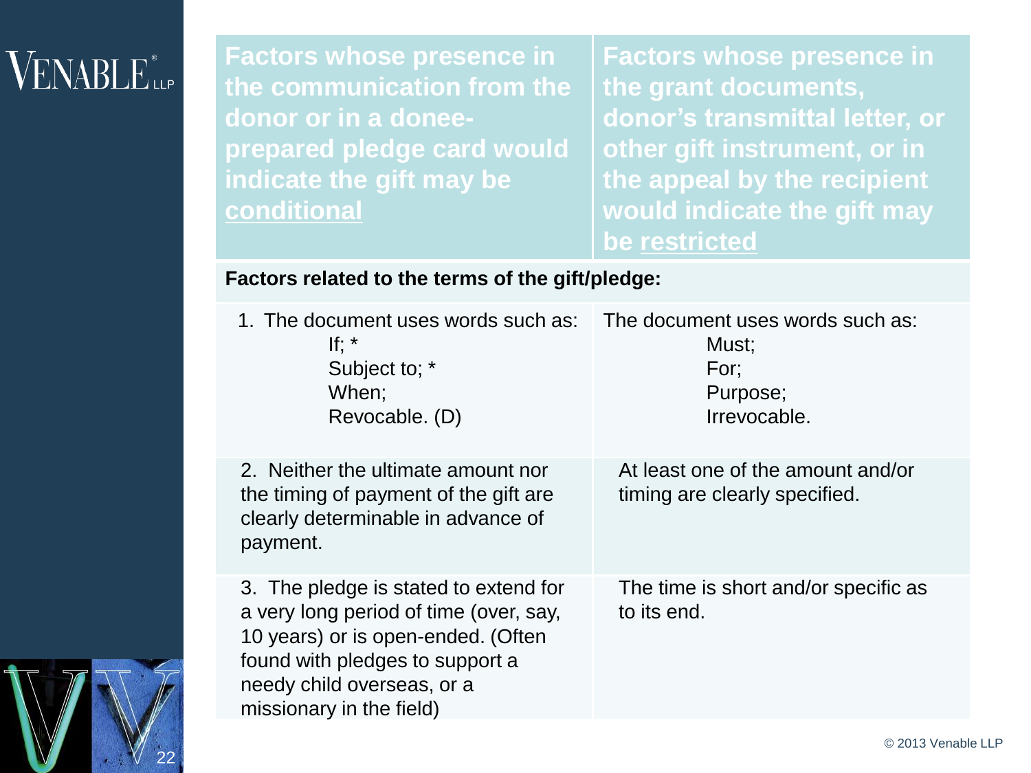| Factors whose presence in the communication from the donor or in a donee-prepared pledge card would indicate the gift may be <u>conditional</u> | Factors whose presence in the grant documents, donor's transmittal letter, or other gift instrument, or in the appeal by the recipient would indicate the gift may be <u>restricted</u> |
|---|---|
| **Factors related to the terms of the gift/pledge:** | |
| 1. The document uses words such as: If; * Subject to; * When; Revocable. (D) | The document uses words such as: Must; For; Purpose; Irrevocable. |
| 2. Neither the ultimate amount nor the timing of payment of the gift are clearly determinable in advance of payment. | At least one of the amount and/or timing are clearly specified. |
| 3. The pledge is stated to extend for a very long period of time (over, say, 10 years) or is open-ended. (Often found with pledges to support a needy child overseas, or a missionary in the field) | The time is short and/or specific as to its end. |

© 2013 Venable LLP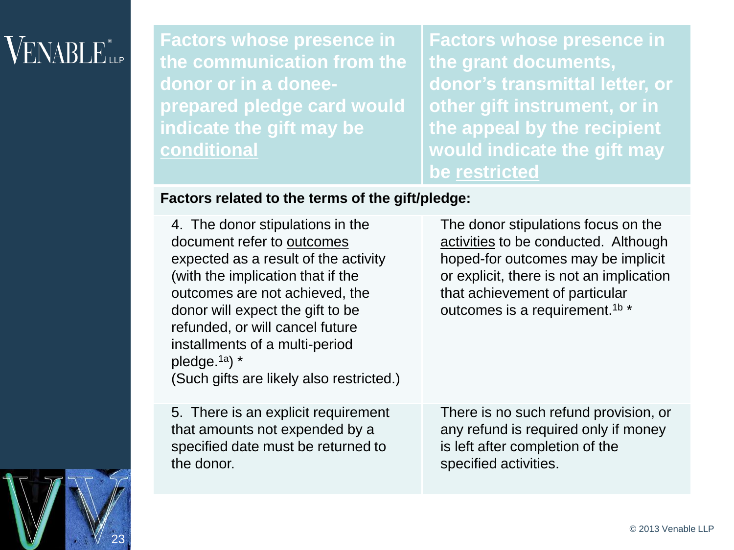| Factors whose presence in the communication from the donor or in a donee-prepared pledge card would indicate the gift may be conditional | Factors whose presence in the grant documents, donor's transmittal letter, or other gift instrument, or in the appeal by the recipient would indicate the gift may be restricted |
|---|---|
| **Factors related to the terms of the gift/pledge:** | |
| 4. The donor stipulations in the document refer to outcomes expected as a result of the activity (with the implication that if the outcomes are not achieved, the donor will expect the gift to be refunded, or will cancel future installments of a multi-period pledge.[1a]) * (Such gifts are likely also restricted.) | The donor stipulations focus on the activities to be conducted. Although hoped-for outcomes may be implicit or explicit, there is not an implication that achievement of particular outcomes is a requirement.[1b] * |
| 5. There is an explicit requirement that amounts not expended by a specified date must be returned to the donor. | There is no such refund provision, or any refund is required only if money is left after completion of the specified activities. |

© 2013 Venable LLP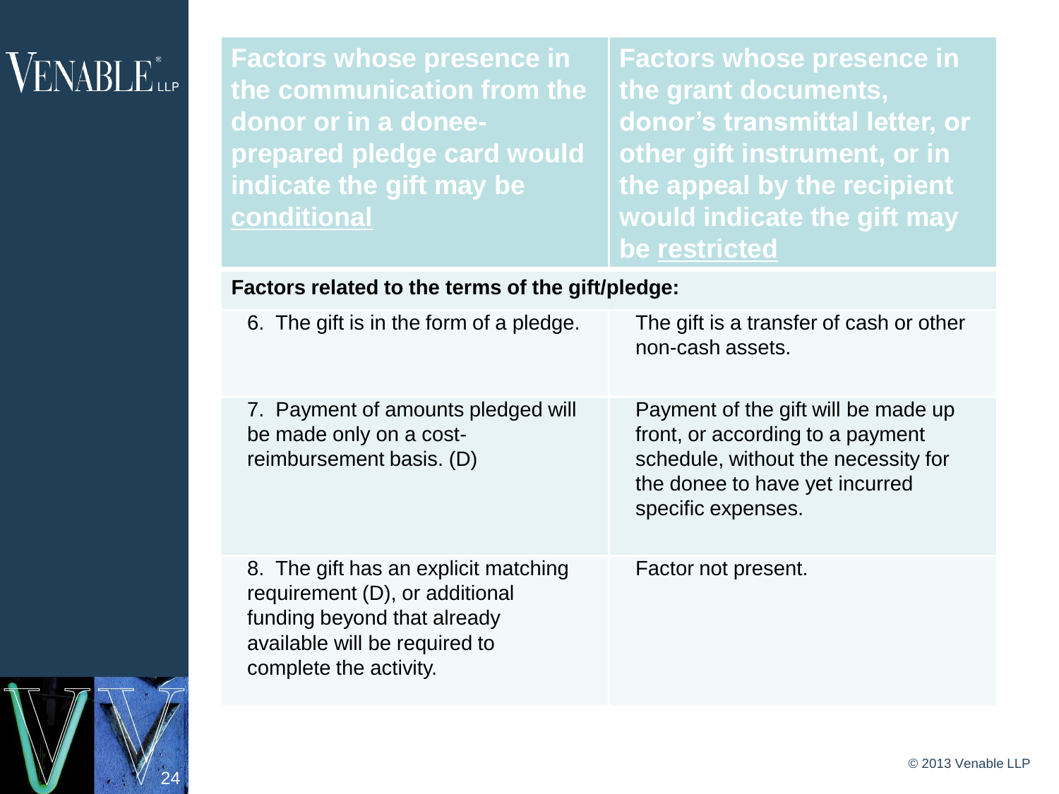| Factors whose presence in the communication from the donor or in a donee-prepared pledge card would indicate the gift may be **conditional** | Factors whose presence in the grant documents, donor's transmittal letter, or other gift instrument, or in the appeal by the recipient would indicate the gift may be **restricted** |
|---|---|
| **Factors related to the terms of the gift/pledge:** | |
| 6. The gift is in the form of a pledge. | The gift is a transfer of cash or other non-cash assets. |
| 7. Payment of amounts pledged will be made only on a cost-reimbursement basis. (D) | Payment of the gift will be made up front, or according to a payment schedule, without the necessity for the donee to have yet incurred specific expenses. |
| 8. The gift has an explicit matching requirement (D), or additional funding beyond that already available will be required to complete the activity. | Factor not present. |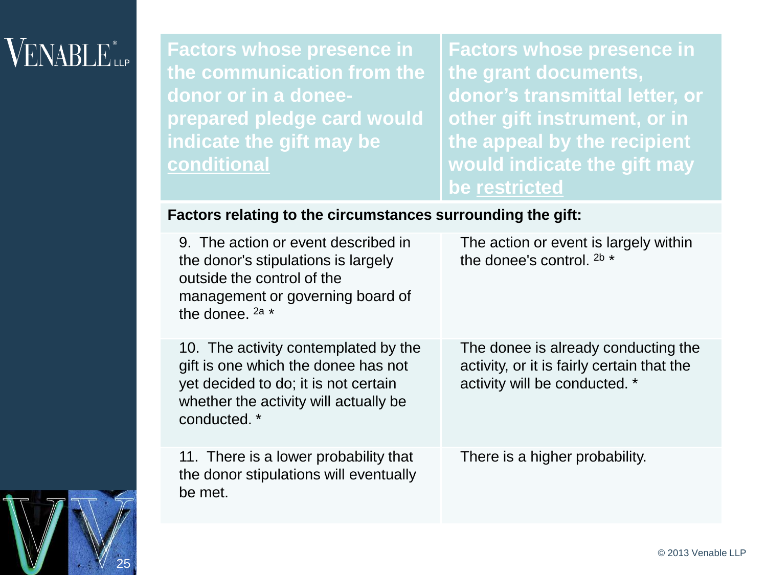| Factors whose presence in the communication from the donor or in a donee-prepared pledge card would indicate the gift may be conditional | Factors whose presence in the grant documents, donor's transmittal letter, or other gift instrument, or in the appeal by the recipient would indicate the gift may be restricted |
|---|---|
| **Factors relating to the circumstances surrounding the gift:** | |
| 9. The action or event described in the donor's stipulations is largely outside the control of the management or governing board of the donee. [2a] * | The action or event is largely within the donee's control. [2b] * |
| 10. The activity contemplated by the gift is one which the donee has not yet decided to do; it is not certain whether the activity will actually be conducted. * | The donee is already conducting the activity, or it is fairly certain that the activity will be conducted. * |
| 11. There is a lower probability that the donor stipulations will eventually be met. | There is a higher probability. |

© 2013 Venable LLP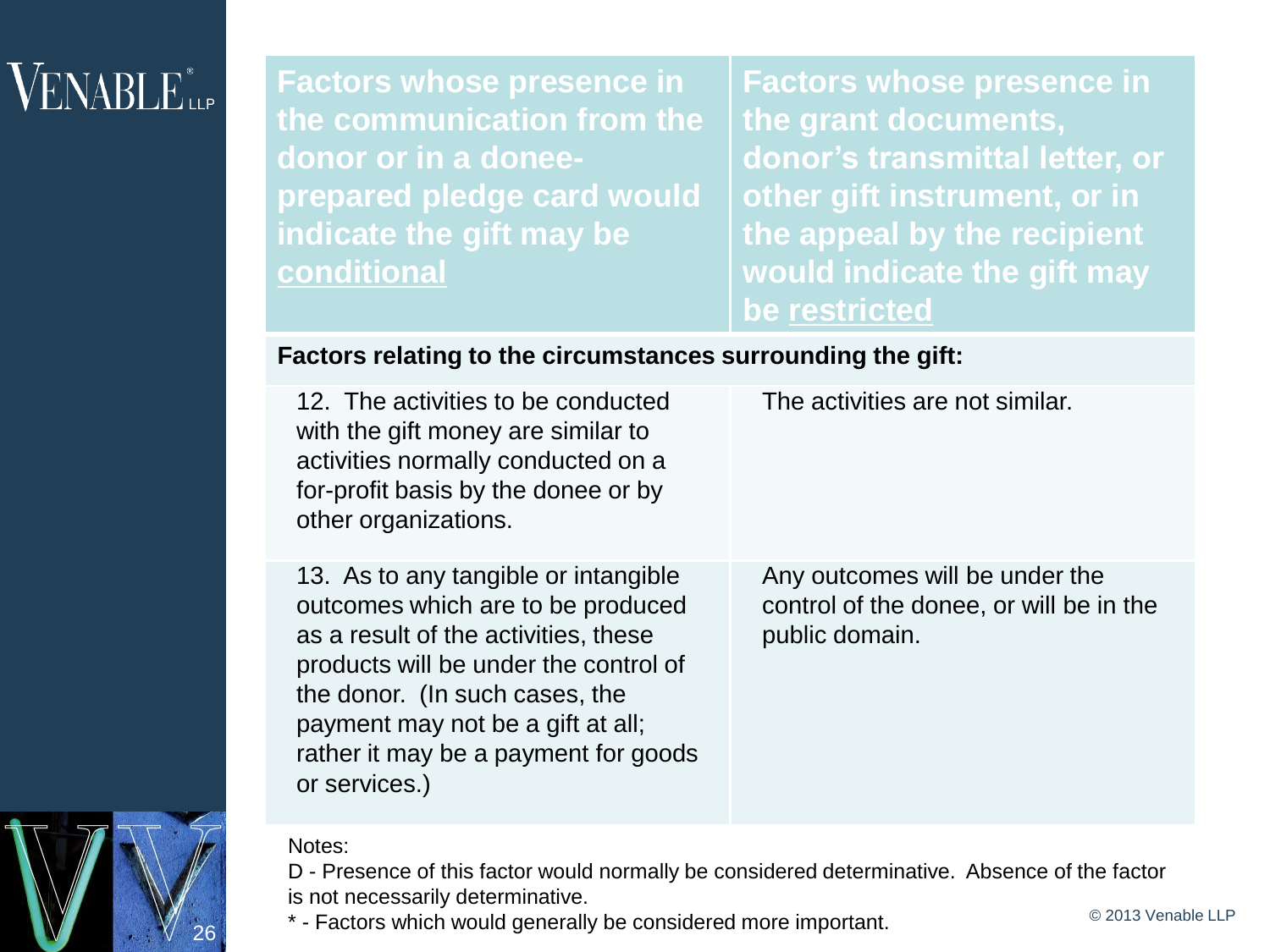| Factors whose presence in the communication from the donor or in a donee-prepared pledge card would indicate the gift may be conditional | Factors whose presence in the grant documents, donor's transmittal letter, or other gift instrument, or in the appeal by the recipient would indicate the gift may be restricted |
|---|---|
| **Factors relating to the circumstances surrounding the gift:** | |
| 12. The activities to be conducted with the gift money are similar to activities normally conducted on a for-profit basis by the donee or by other organizations. | The activities are not similar. |
| 13. As to any tangible or intangible outcomes which are to be produced as a result of the activities, these products will be under the control of the donor. (In such cases, the payment may not be a gift at all; rather it may be a payment for goods or services.) | Any outcomes will be under the control of the donee, or will be in the public domain. |

Notes:

D - Presence of this factor would normally be considered determinative. Absence of the factor is not necessarily determinative.

* - Factors which would generally be considered more important.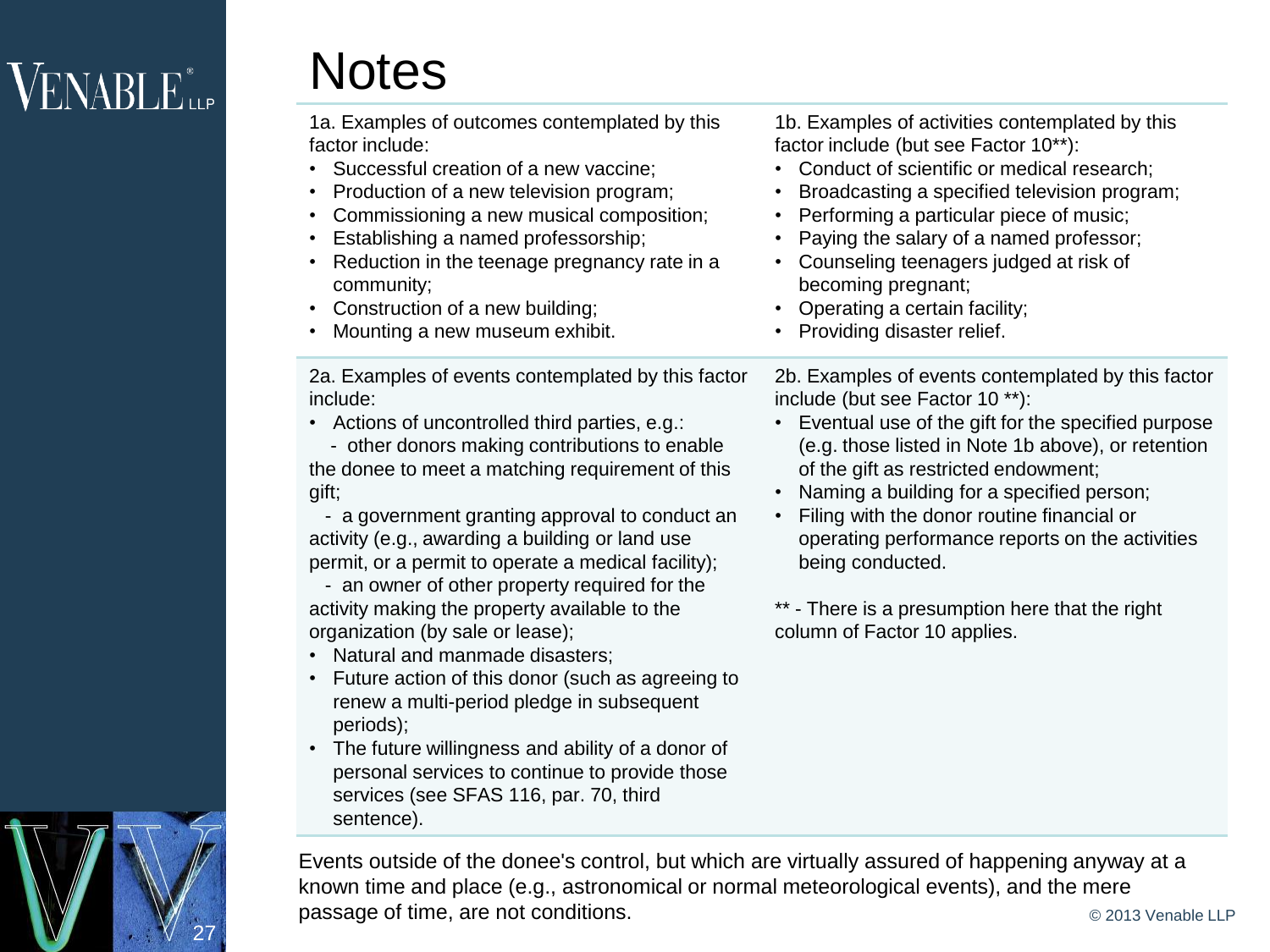# Notes

1a. Examples of outcomes contemplated by this factor include:

- Successful creation of a new vaccine;
- Production of a new television program;
- Commissioning a new musical composition;
- Establishing a named professorship;
- Reduction in the teenage pregnancy rate in a community;
- Construction of a new building;
- Mounting a new museum exhibit.

1b. Examples of activities contemplated by this factor include (but see Factor 10**):

- Conduct of scientific or medical research;
- Broadcasting a specified television program;
- Performing a particular piece of music;
- Paying the salary of a named professor;
- Counseling teenagers judged at risk of becoming pregnant;
- Operating a certain facility;
- Providing disaster relief.

2a. Examples of events contemplated by this factor include:

- Actions of uncontrolled third parties, e.g.:
  - other donors making contributions to enable the donee to meet a matching requirement of this gift;
  - a government granting approval to conduct an activity (e.g., awarding a building or land use permit, or a permit to operate a medical facility);
  - an owner of other property required for the activity making the property available to the organization (by sale or lease);
- Natural and manmade disasters;
- Future action of this donor (such as agreeing to renew a multi-period pledge in subsequent periods);
- The future willingness and ability of a donor of personal services to continue to provide those services (see SFAS 116, par. 70, third sentence).

2b. Examples of events contemplated by this factor include (but see Factor 10 **):

- Eventual use of the gift for the specified purpose (e.g. those listed in Note 1b above), or retention of the gift as restricted endowment;
- Naming a building for a specified person;
- Filing with the donor routine financial or operating performance reports on the activities being conducted.

** - There is a presumption here that the right column of Factor 10 applies.

Events outside of the donee's control, but which are virtually assured of happening anyway at a known time and place (e.g., astronomical or normal meteorological events), and the mere passage of time, are not conditions.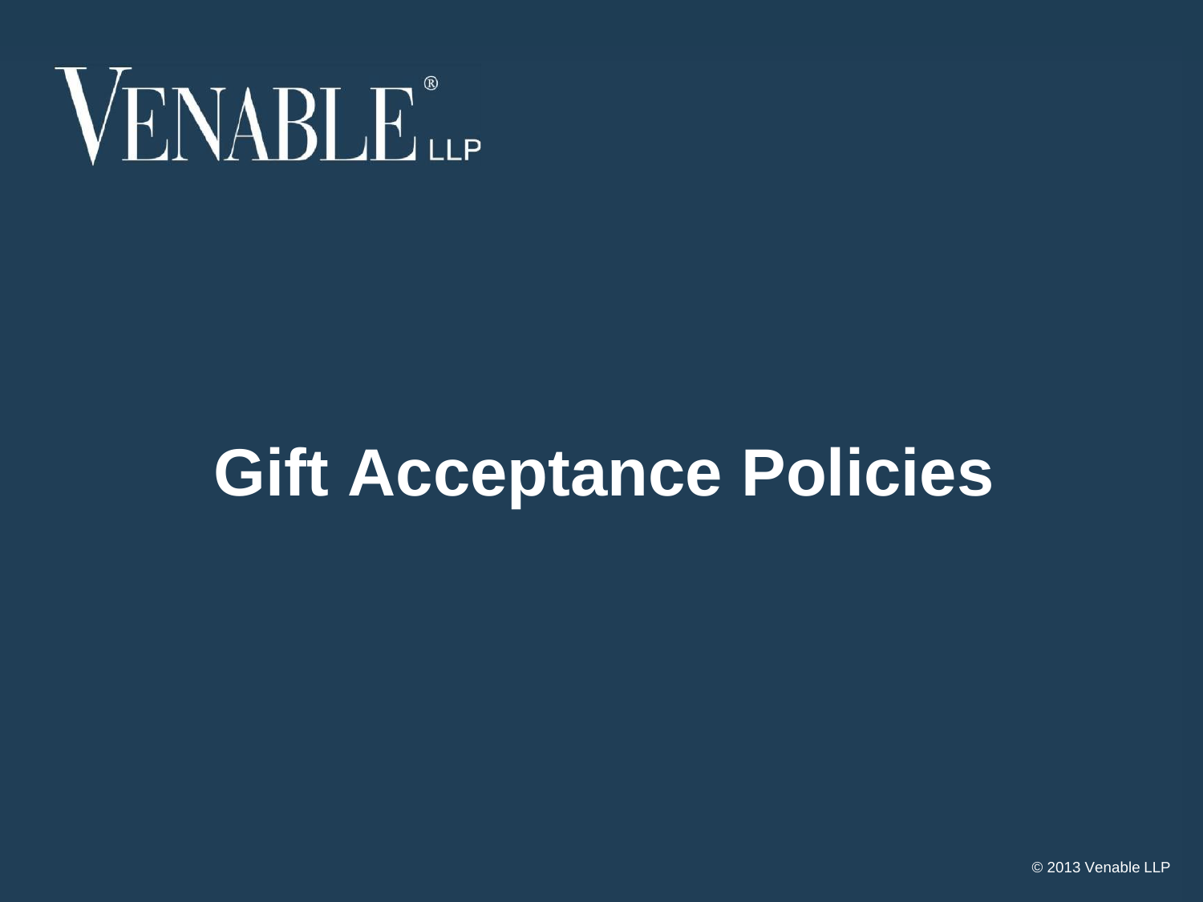# Gift Acceptance Policies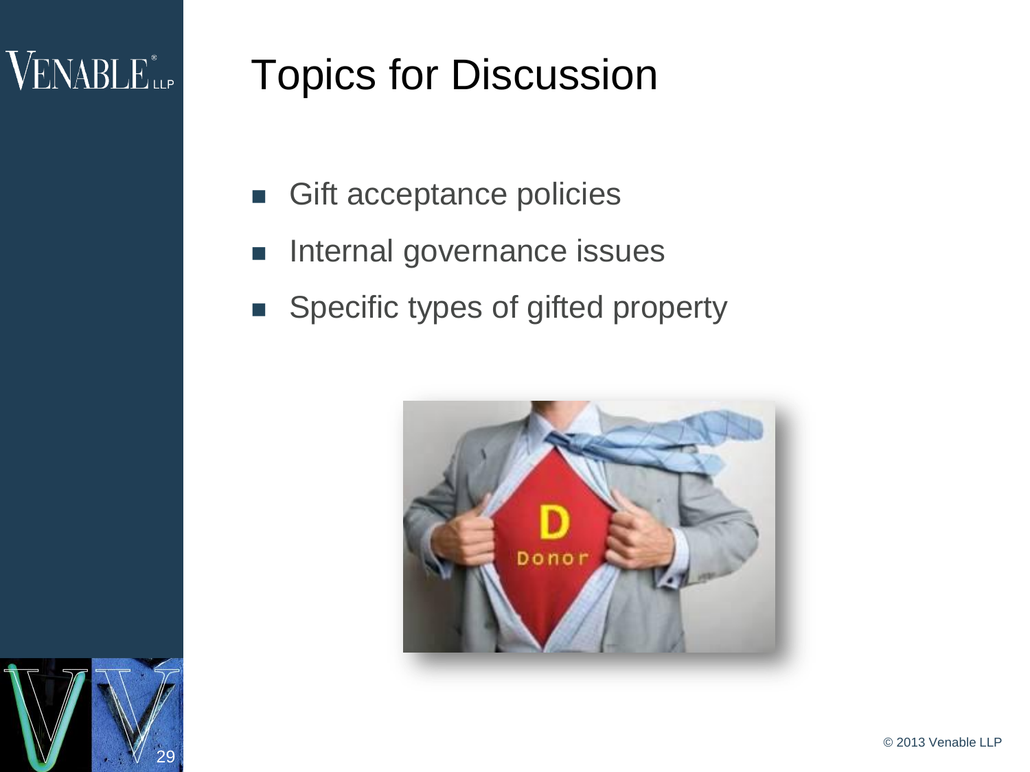# Topics for Discussion

- Gift acceptance policies
- Internal governance issues
- Specific types of gifted property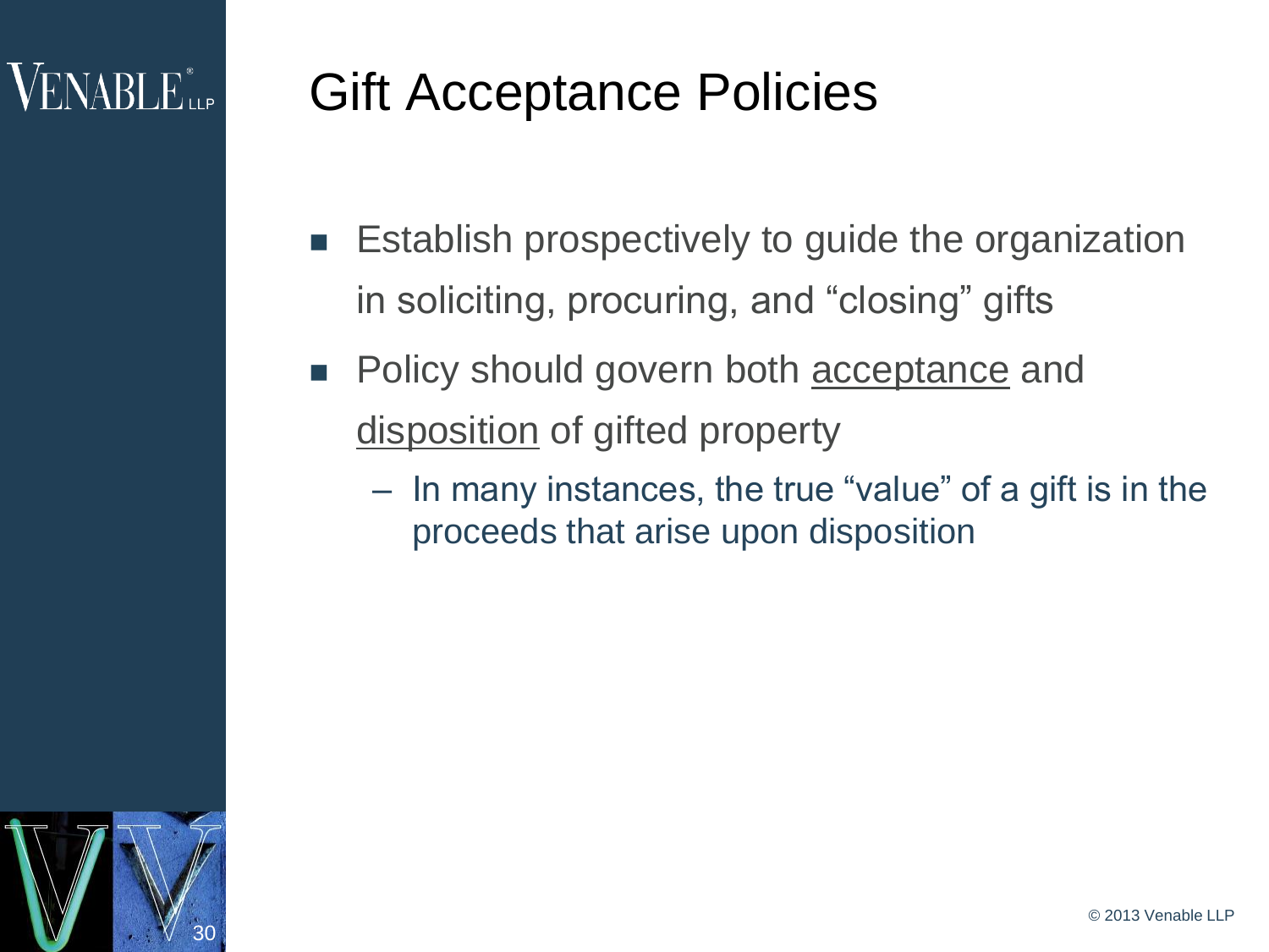# Gift Acceptance Policies

- Establish prospectively to guide the organization in soliciting, procuring, and "closing" gifts
- Policy should govern both acceptance and disposition of gifted property
  - In many instances, the true "value" of a gift is in the proceeds that arise upon disposition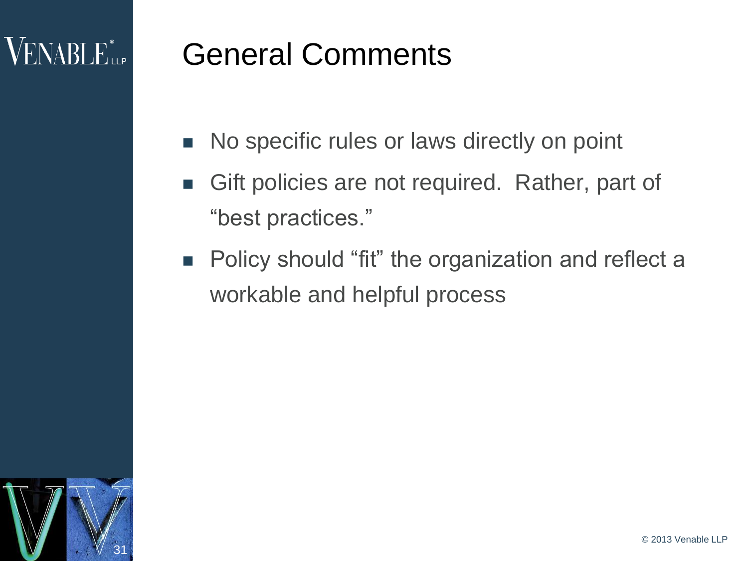# General Comments

- No specific rules or laws directly on point
- Gift policies are not required. Rather, part of "best practices."
- Policy should "fit" the organization and reflect a workable and helpful process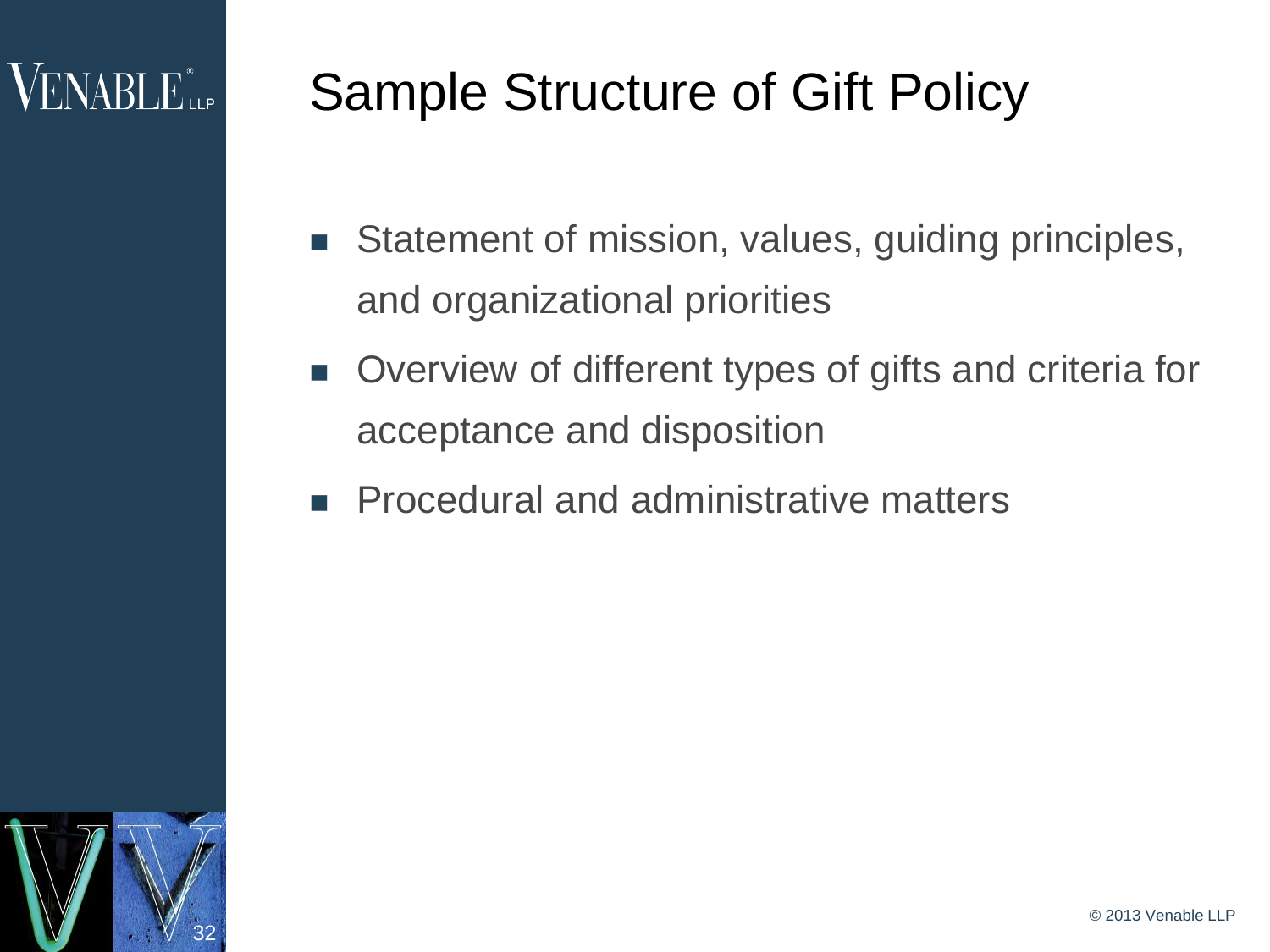# Sample Structure of Gift Policy

- Statement of mission, values, guiding principles, and organizational priorities
- Overview of different types of gifts and criteria for acceptance and disposition
- Procedural and administrative matters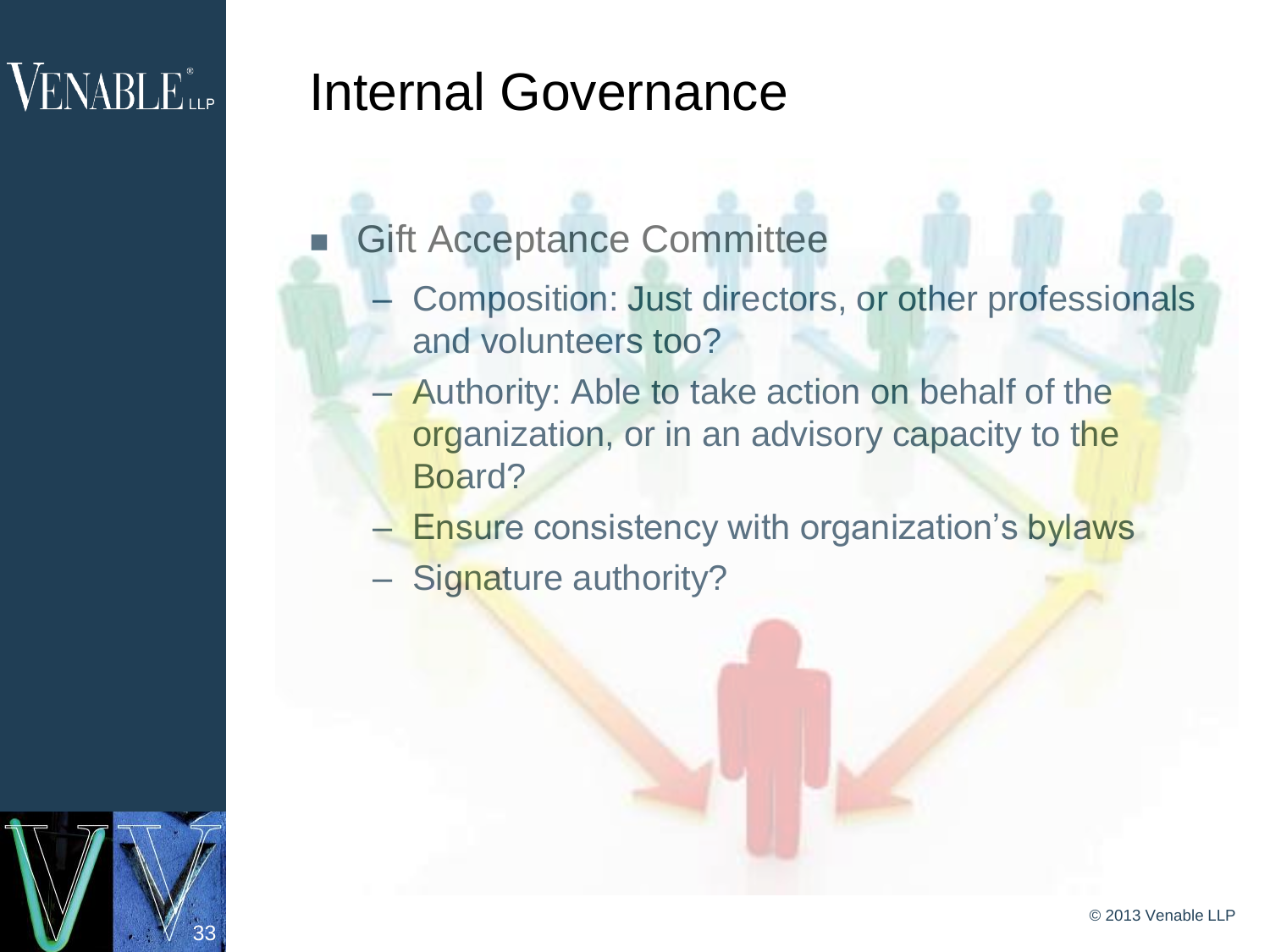# Internal Governance

- Gift Acceptance Committee
  - Composition: Just directors, or other professionals and volunteers too?
  - Authority: Able to take action on behalf of the organization, or in an advisory capacity to the Board?
  - Ensure consistency with organization's bylaws
  - Signature authority?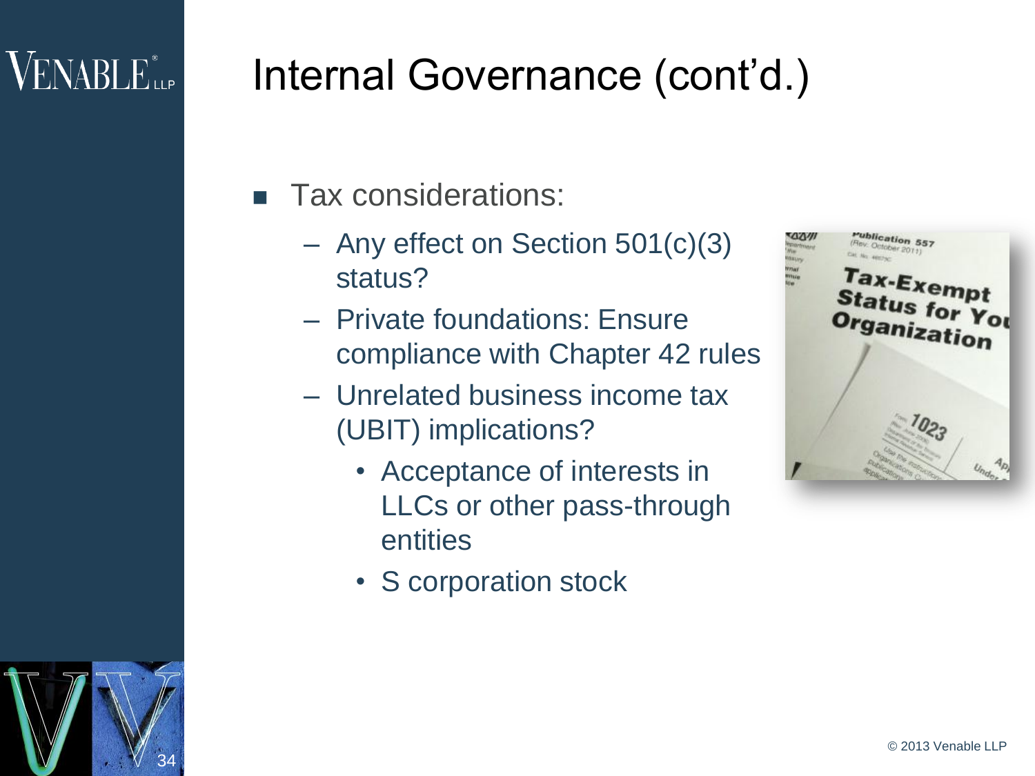# Internal Governance (cont'd.)

- Tax considerations:
  - Any effect on Section 501(c)(3) status?
  - Private foundations: Ensure compliance with Chapter 42 rules
  - Unrelated business income tax (UBIT) implications?
    - Acceptance of interests in LLCs or other pass-through entities
    - S corporation stock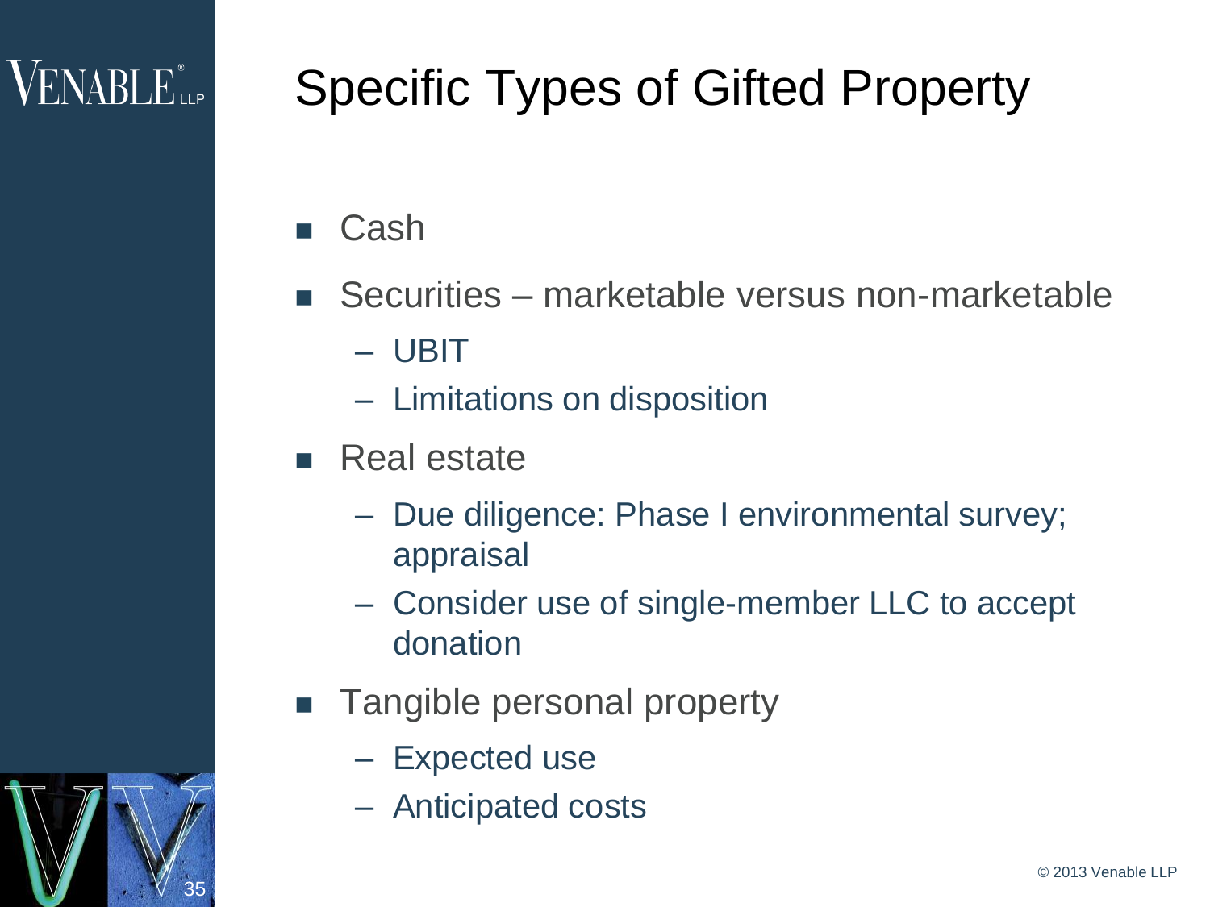# Specific Types of Gifted Property

- Cash
- Securities – marketable versus non-marketable
  - UBIT
  - Limitations on disposition
- Real estate
  - Due diligence: Phase I environmental survey; appraisal
  - Consider use of single-member LLC to accept donation
- Tangible personal property
  - Expected use
  - Anticipated costs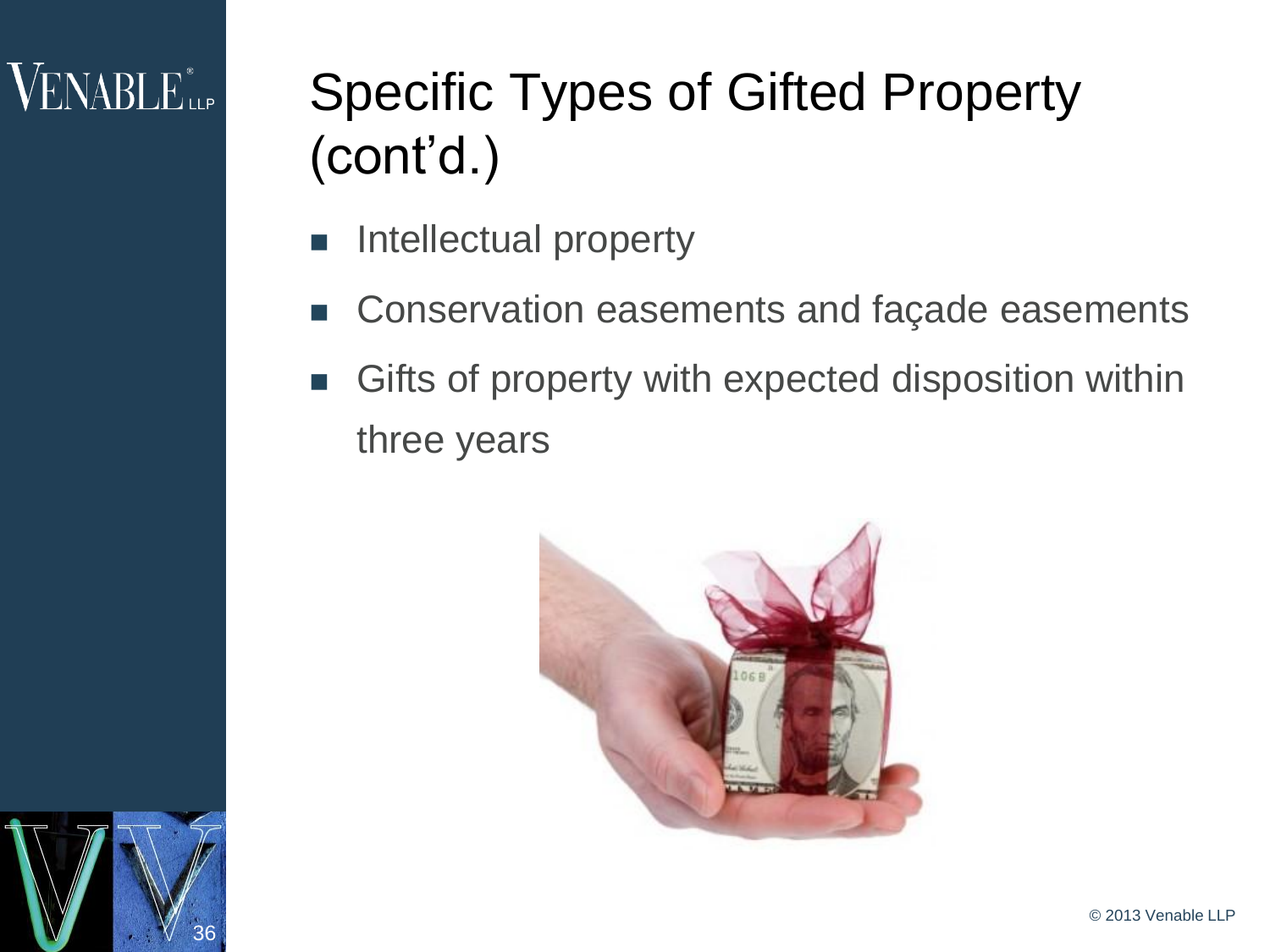# Specific Types of Gifted Property (cont'd.)

- Intellectual property
- Conservation easements and façade easements
- Gifts of property with expected disposition within three years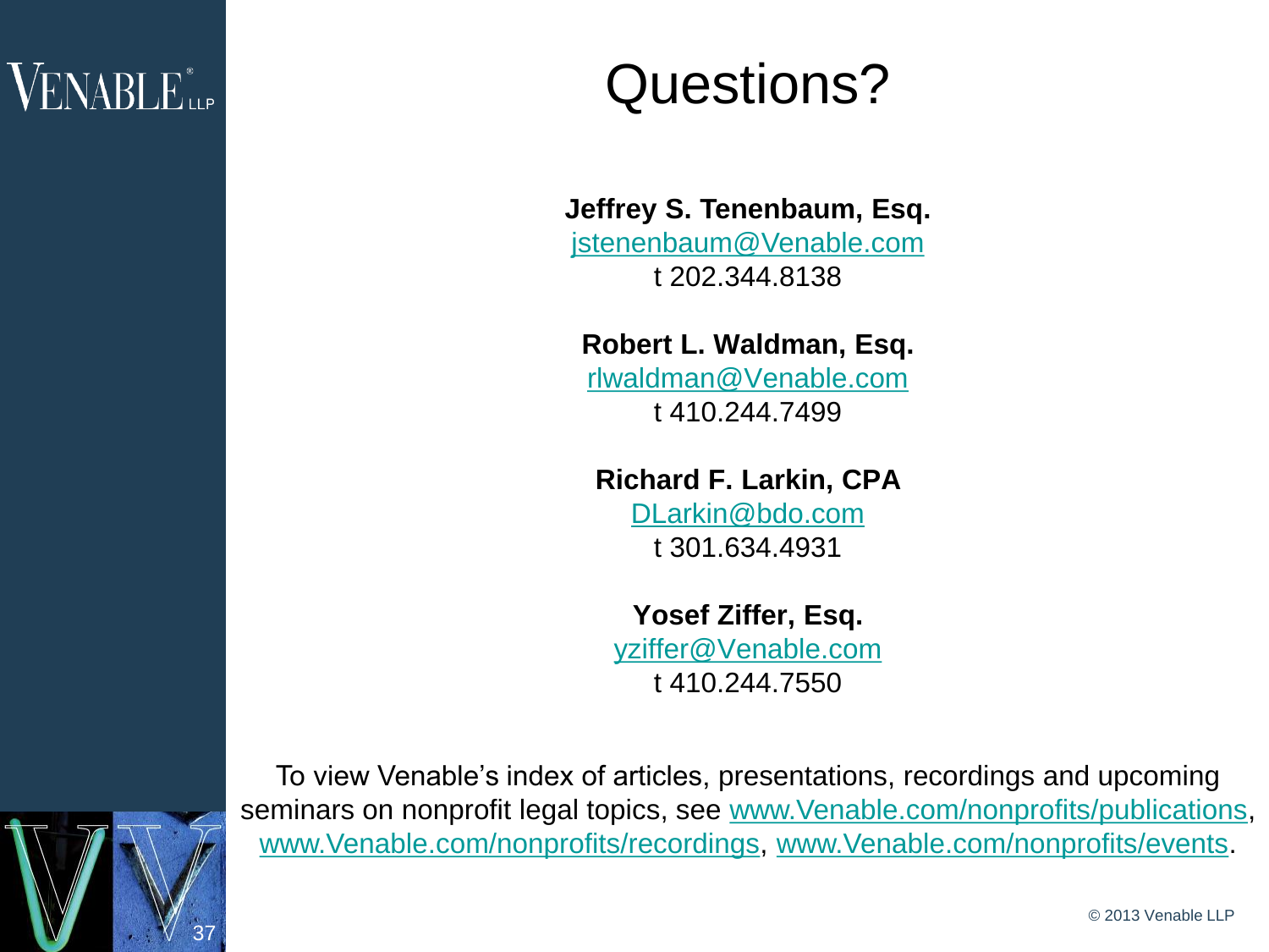# Questions?

**Jeffrey S. Tenenbaum, Esq.**
jstenenbaum@Venable.com
t 202.344.8138

**Robert L. Waldman, Esq.**
rlwaldman@Venable.com
t 410.244.7499

**Richard F. Larkin, CPA**
DLarkin@bdo.com
t 301.634.4931

**Yosef Ziffer, Esq.**
yziffer@Venable.com
t 410.244.7550

To view Venable's index of articles, presentations, recordings and upcoming seminars on nonprofit legal topics, see www.Venable.com/nonprofits/publications, www.Venable.com/nonprofits/recordings, www.Venable.com/nonprofits/events.

© 2013 Venable LLP